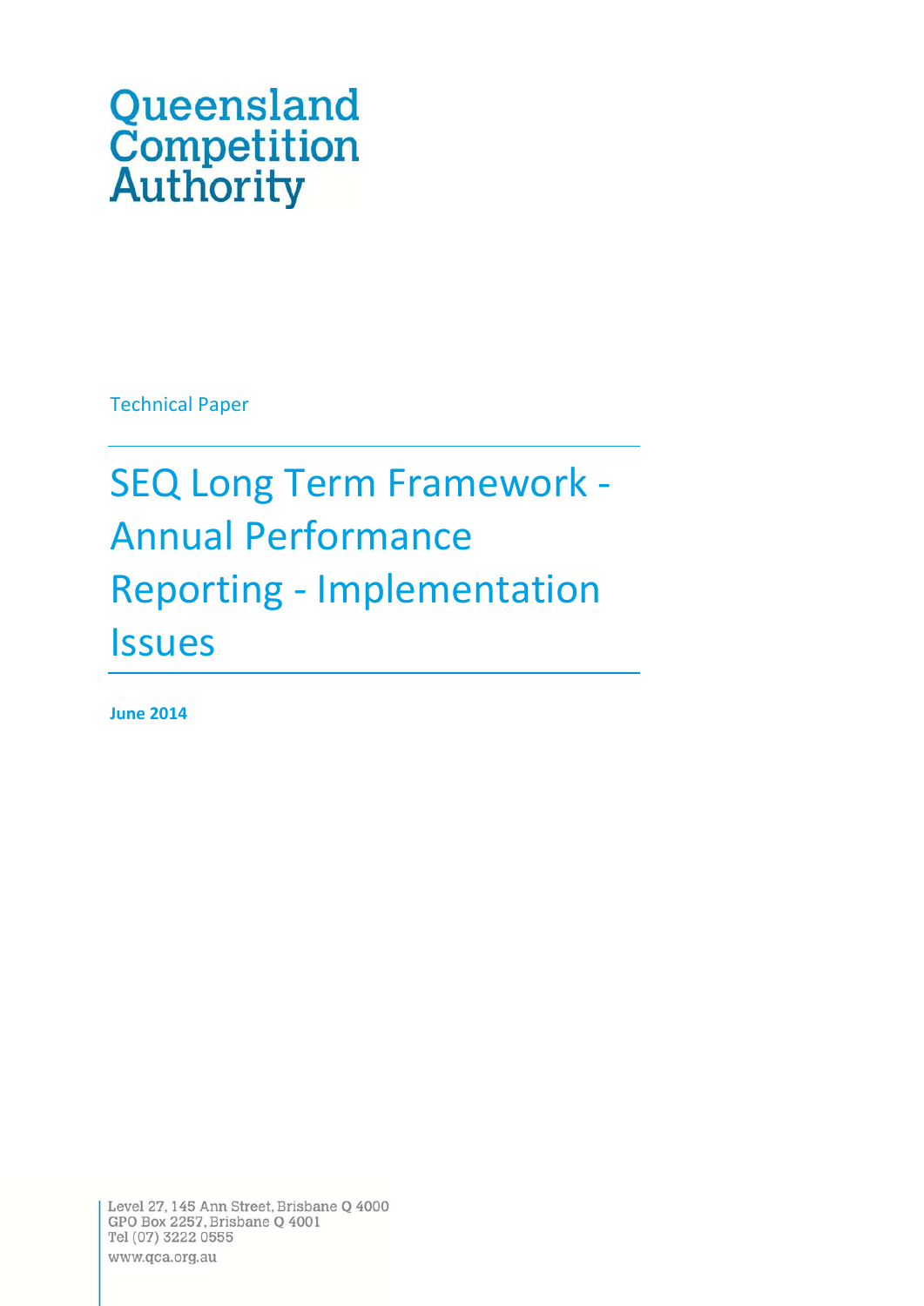Queensland Competition Authority

Technical Paper

# SEQ Long Term Framework - Annual Performance Reporting - Implementation Issues

**June 2014**

Level 27, 145 Ann Street, Brisbane Q 4000
GPO Box 2257, Brisbane Q 4001
Tel (07) 3222 0555
www.qca.org.au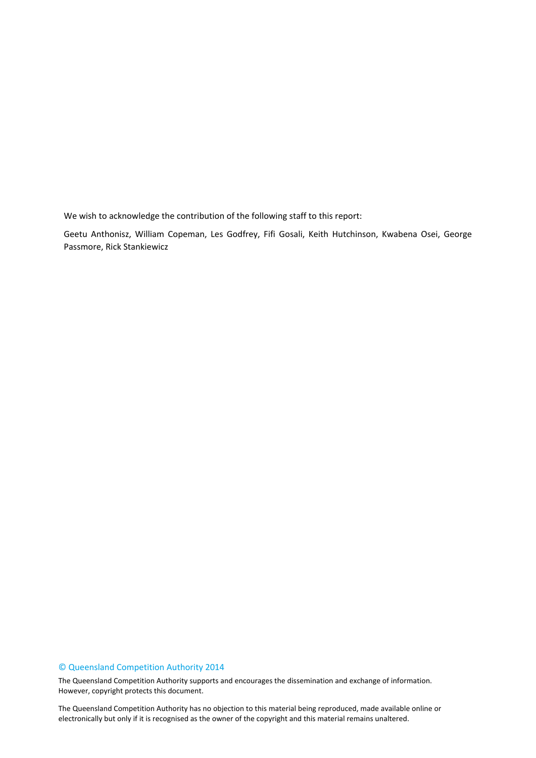We wish to acknowledge the contribution of the following staff to this report:

Geetu Anthonisz, William Copeman, Les Godfrey, Fifi Gosali, Keith Hutchinson, Kwabena Osei, George Passmore, Rick Stankiewicz

© Queensland Competition Authority 2014

The Queensland Competition Authority supports and encourages the dissemination and exchange of information. However, copyright protects this document.

The Queensland Competition Authority has no objection to this material being reproduced, made available online or electronically but only if it is recognised as the owner of the copyright and this material remains unaltered.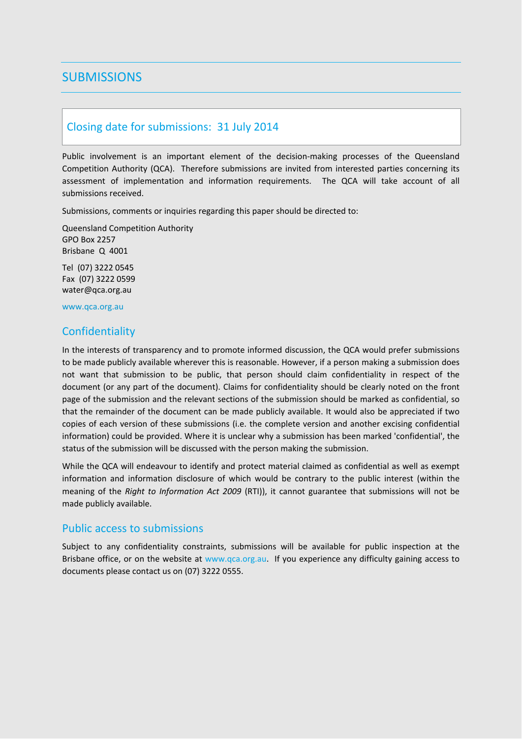# SUBMISSIONS

## Closing date for submissions: 31 July 2014

Public involvement is an important element of the decision-making processes of the Queensland Competition Authority (QCA). Therefore submissions are invited from interested parties concerning its assessment of implementation and information requirements. The QCA will take account of all submissions received.

Submissions, comments or inquiries regarding this paper should be directed to:

Queensland Competition Authority
GPO Box 2257
Brisbane Q 4001

Tel (07) 3222 0545
Fax (07) 3222 0599
water@qca.org.au

www.qca.org.au

## Confidentiality

In the interests of transparency and to promote informed discussion, the QCA would prefer submissions to be made publicly available wherever this is reasonable. However, if a person making a submission does not want that submission to be public, that person should claim confidentiality in respect of the document (or any part of the document). Claims for confidentiality should be clearly noted on the front page of the submission and the relevant sections of the submission should be marked as confidential, so that the remainder of the document can be made publicly available. It would also be appreciated if two copies of each version of these submissions (i.e. the complete version and another excising confidential information) could be provided. Where it is unclear why a submission has been marked 'confidential', the status of the submission will be discussed with the person making the submission.

While the QCA will endeavour to identify and protect material claimed as confidential as well as exempt information and information disclosure of which would be contrary to the public interest (within the meaning of the *Right to Information Act 2009* (RTI)), it cannot guarantee that submissions will not be made publicly available.

## Public access to submissions

Subject to any confidentiality constraints, submissions will be available for public inspection at the Brisbane office, or on the website at www.qca.org.au. If you experience any difficulty gaining access to documents please contact us on (07) 3222 0555.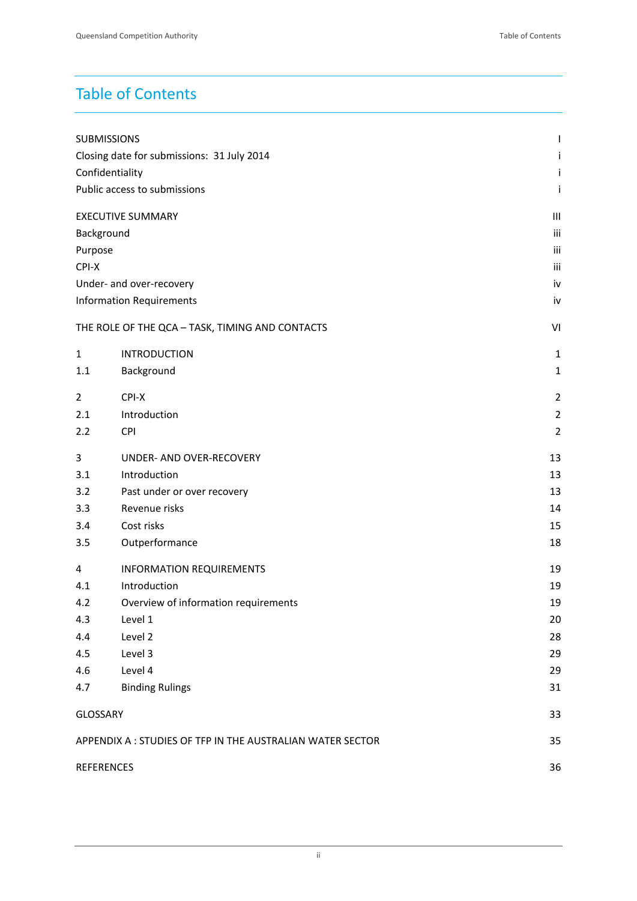# Table of Contents

| | | |
|---|---|---|
| SUBMISSIONS | | I |
| Closing date for submissions: 31 July 2014 | | i |
| Confidentiality | | i |
| Public access to submissions | | i |
| EXECUTIVE SUMMARY | | III |
| Background | | iii |
| Purpose | | iii |
| CPI-X | | iii |
| Under- and over-recovery | | iv |
| Information Requirements | | iv |
| THE ROLE OF THE QCA – TASK, TIMING AND CONTACTS | | VI |
| 1 | INTRODUCTION | 1 |
| 1.1 | Background | 1 |
| 2 | CPI-X | 2 |
| 2.1 | Introduction | 2 |
| 2.2 | CPI | 2 |
| 3 | UNDER- AND OVER-RECOVERY | 13 |
| 3.1 | Introduction | 13 |
| 3.2 | Past under or over recovery | 13 |
| 3.3 | Revenue risks | 14 |
| 3.4 | Cost risks | 15 |
| 3.5 | Outperformance | 18 |
| 4 | INFORMATION REQUIREMENTS | 19 |
| 4.1 | Introduction | 19 |
| 4.2 | Overview of information requirements | 19 |
| 4.3 | Level 1 | 20 |
| 4.4 | Level 2 | 28 |
| 4.5 | Level 3 | 29 |
| 4.6 | Level 4 | 29 |
| 4.7 | Binding Rulings | 31 |
| GLOSSARY | | 33 |
| APPENDIX A : STUDIES OF TFP IN THE AUSTRALIAN WATER SECTOR | | 35 |
| REFERENCES | | 36 |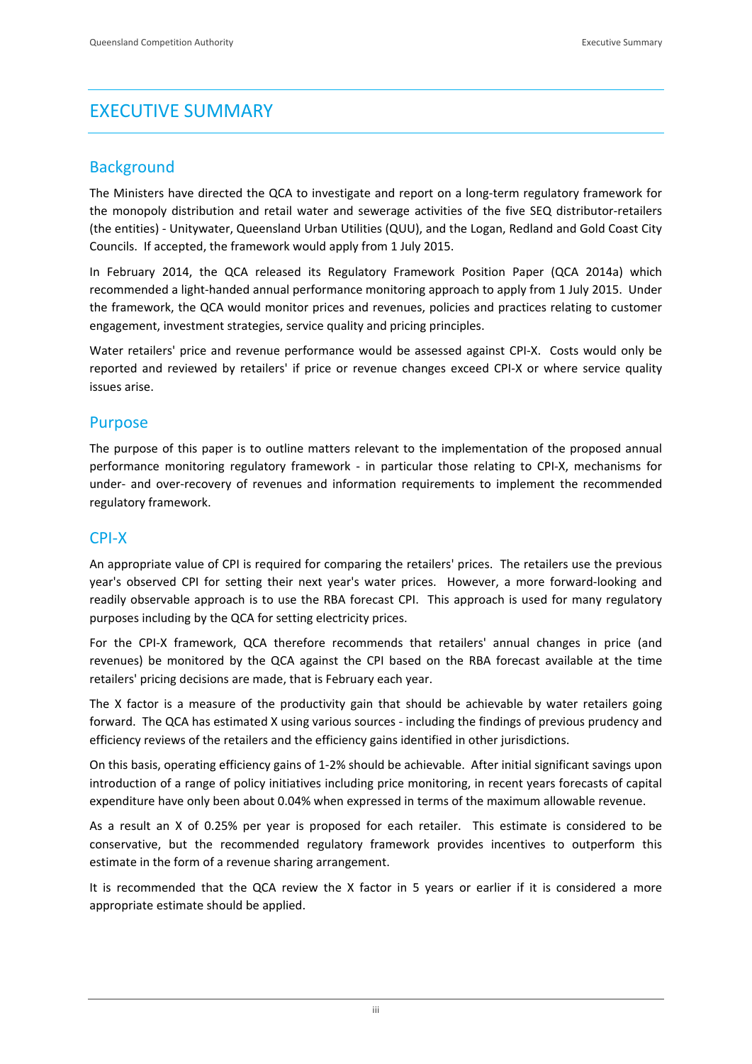# EXECUTIVE SUMMARY

## Background

The Ministers have directed the QCA to investigate and report on a long-term regulatory framework for the monopoly distribution and retail water and sewerage activities of the five SEQ distributor-retailers (the entities) - Unitywater, Queensland Urban Utilities (QUU), and the Logan, Redland and Gold Coast City Councils. If accepted, the framework would apply from 1 July 2015.

In February 2014, the QCA released its Regulatory Framework Position Paper (QCA 2014a) which recommended a light-handed annual performance monitoring approach to apply from 1 July 2015. Under the framework, the QCA would monitor prices and revenues, policies and practices relating to customer engagement, investment strategies, service quality and pricing principles.

Water retailers' price and revenue performance would be assessed against CPI-X. Costs would only be reported and reviewed by retailers' if price or revenue changes exceed CPI-X or where service quality issues arise.

## Purpose

The purpose of this paper is to outline matters relevant to the implementation of the proposed annual performance monitoring regulatory framework - in particular those relating to CPI-X, mechanisms for under- and over-recovery of revenues and information requirements to implement the recommended regulatory framework.

## CPI-X

An appropriate value of CPI is required for comparing the retailers' prices. The retailers use the previous year's observed CPI for setting their next year's water prices. However, a more forward-looking and readily observable approach is to use the RBA forecast CPI. This approach is used for many regulatory purposes including by the QCA for setting electricity prices.

For the CPI-X framework, QCA therefore recommends that retailers' annual changes in price (and revenues) be monitored by the QCA against the CPI based on the RBA forecast available at the time retailers' pricing decisions are made, that is February each year.

The X factor is a measure of the productivity gain that should be achievable by water retailers going forward. The QCA has estimated X using various sources - including the findings of previous prudency and efficiency reviews of the retailers and the efficiency gains identified in other jurisdictions.

On this basis, operating efficiency gains of 1-2% should be achievable. After initial significant savings upon introduction of a range of policy initiatives including price monitoring, in recent years forecasts of capital expenditure have only been about 0.04% when expressed in terms of the maximum allowable revenue.

As a result an X of 0.25% per year is proposed for each retailer. This estimate is considered to be conservative, but the recommended regulatory framework provides incentives to outperform this estimate in the form of a revenue sharing arrangement.

It is recommended that the QCA review the X factor in 5 years or earlier if it is considered a more appropriate estimate should be applied.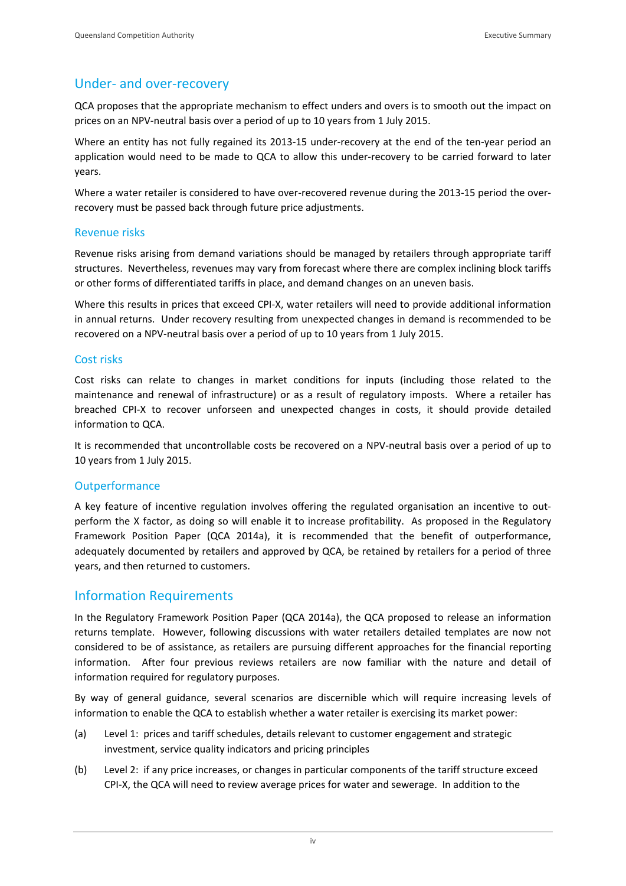## Under- and over-recovery

QCA proposes that the appropriate mechanism to effect unders and overs is to smooth out the impact on prices on an NPV-neutral basis over a period of up to 10 years from 1 July 2015.

Where an entity has not fully regained its 2013-15 under-recovery at the end of the ten-year period an application would need to be made to QCA to allow this under-recovery to be carried forward to later years.

Where a water retailer is considered to have over-recovered revenue during the 2013-15 period the over-recovery must be passed back through future price adjustments.

### Revenue risks

Revenue risks arising from demand variations should be managed by retailers through appropriate tariff structures. Nevertheless, revenues may vary from forecast where there are complex inclining block tariffs or other forms of differentiated tariffs in place, and demand changes on an uneven basis.

Where this results in prices that exceed CPI-X, water retailers will need to provide additional information in annual returns. Under recovery resulting from unexpected changes in demand is recommended to be recovered on a NPV-neutral basis over a period of up to 10 years from 1 July 2015.

### Cost risks

Cost risks can relate to changes in market conditions for inputs (including those related to the maintenance and renewal of infrastructure) or as a result of regulatory imposts. Where a retailer has breached CPI-X to recover unforseen and unexpected changes in costs, it should provide detailed information to QCA.

It is recommended that uncontrollable costs be recovered on a NPV-neutral basis over a period of up to 10 years from 1 July 2015.

### Outperformance

A key feature of incentive regulation involves offering the regulated organisation an incentive to out-perform the X factor, as doing so will enable it to increase profitability. As proposed in the Regulatory Framework Position Paper (QCA 2014a), it is recommended that the benefit of outperformance, adequately documented by retailers and approved by QCA, be retained by retailers for a period of three years, and then returned to customers.

## Information Requirements

In the Regulatory Framework Position Paper (QCA 2014a), the QCA proposed to release an information returns template. However, following discussions with water retailers detailed templates are now not considered to be of assistance, as retailers are pursuing different approaches for the financial reporting information. After four previous reviews retailers are now familiar with the nature and detail of information required for regulatory purposes.

By way of general guidance, several scenarios are discernible which will require increasing levels of information to enable the QCA to establish whether a water retailer is exercising its market power:

(a) Level 1: prices and tariff schedules, details relevant to customer engagement and strategic investment, service quality indicators and pricing principles

(b) Level 2: if any price increases, or changes in particular components of the tariff structure exceed CPI-X, the QCA will need to review average prices for water and sewerage. In addition to the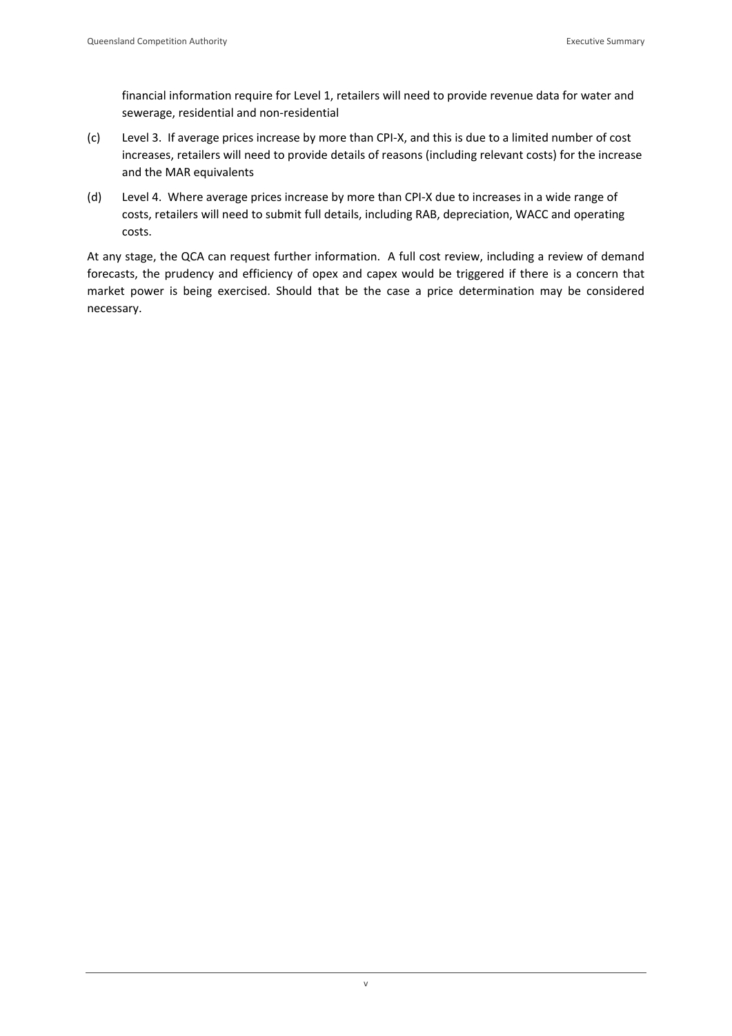financial information require for Level 1, retailers will need to provide revenue data for water and sewerage, residential and non-residential

(c) Level 3. If average prices increase by more than CPI-X, and this is due to a limited number of cost increases, retailers will need to provide details of reasons (including relevant costs) for the increase and the MAR equivalents

(d) Level 4. Where average prices increase by more than CPI-X due to increases in a wide range of costs, retailers will need to submit full details, including RAB, depreciation, WACC and operating costs.

At any stage, the QCA can request further information. A full cost review, including a review of demand forecasts, the prudency and efficiency of opex and capex would be triggered if there is a concern that market power is being exercised. Should that be the case a price determination may be considered necessary.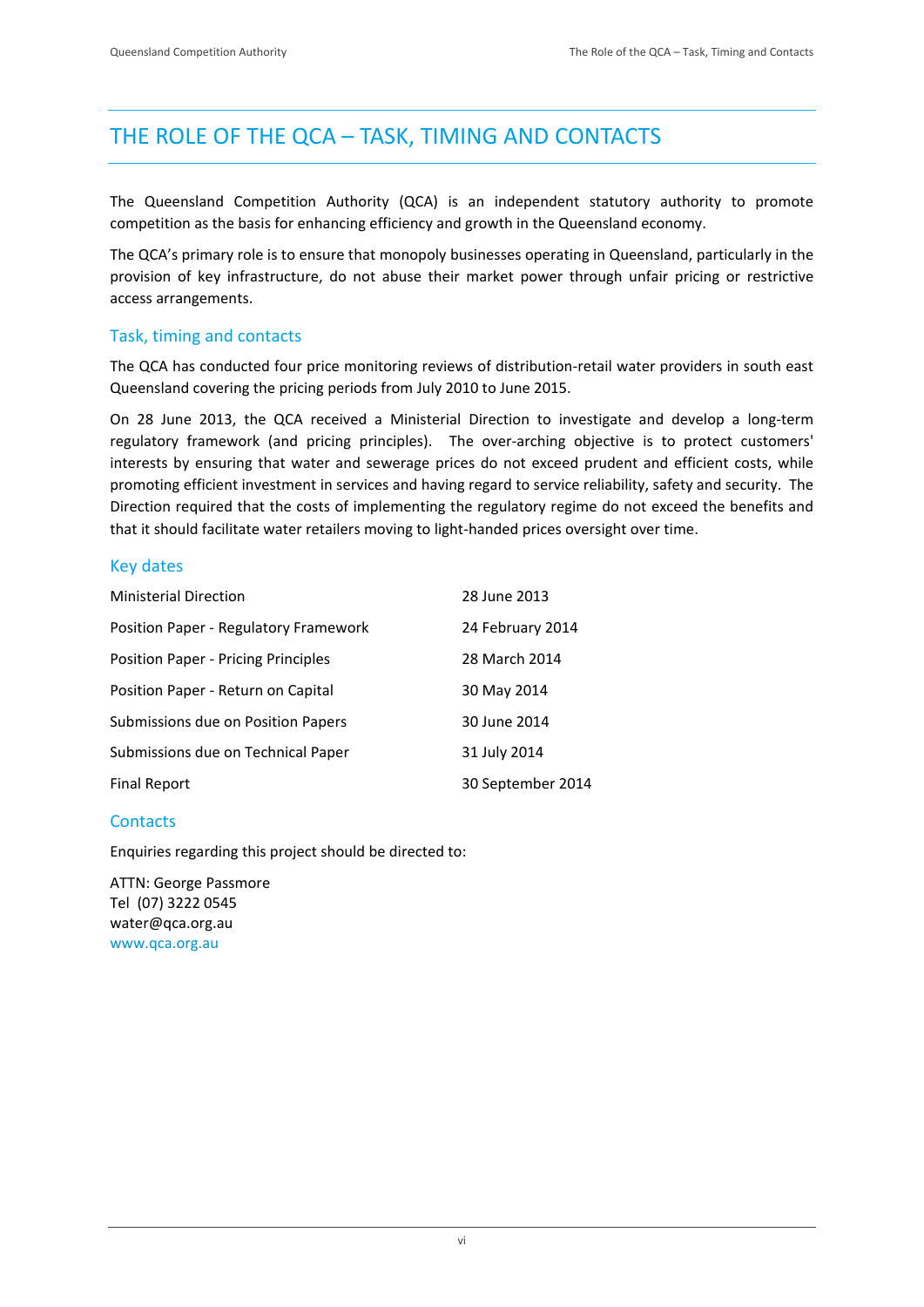# THE ROLE OF THE QCA – TASK, TIMING AND CONTACTS

The Queensland Competition Authority (QCA) is an independent statutory authority to promote competition as the basis for enhancing efficiency and growth in the Queensland economy.

The QCA's primary role is to ensure that monopoly businesses operating in Queensland, particularly in the provision of key infrastructure, do not abuse their market power through unfair pricing or restrictive access arrangements.

## Task, timing and contacts

The QCA has conducted four price monitoring reviews of distribution-retail water providers in south east Queensland covering the pricing periods from July 2010 to June 2015.

On 28 June 2013, the QCA received a Ministerial Direction to investigate and develop a long-term regulatory framework (and pricing principles). The over-arching objective is to protect customers' interests by ensuring that water and sewerage prices do not exceed prudent and efficient costs, while promoting efficient investment in services and having regard to service reliability, safety and security. The Direction required that the costs of implementing the regulatory regime do not exceed the benefits and that it should facilitate water retailers moving to light-handed prices oversight over time.

## Key dates

| | |
|---|---|
| Ministerial Direction | 28 June 2013 |
| Position Paper - Regulatory Framework | 24 February 2014 |
| Position Paper - Pricing Principles | 28 March 2014 |
| Position Paper - Return on Capital | 30 May 2014 |
| Submissions due on Position Papers | 30 June 2014 |
| Submissions due on Technical Paper | 31 July 2014 |
| Final Report | 30 September 2014 |

## Contacts

Enquiries regarding this project should be directed to:

ATTN: George Passmore  
Tel (07) 3222 0545  
water@qca.org.au  
www.qca.org.au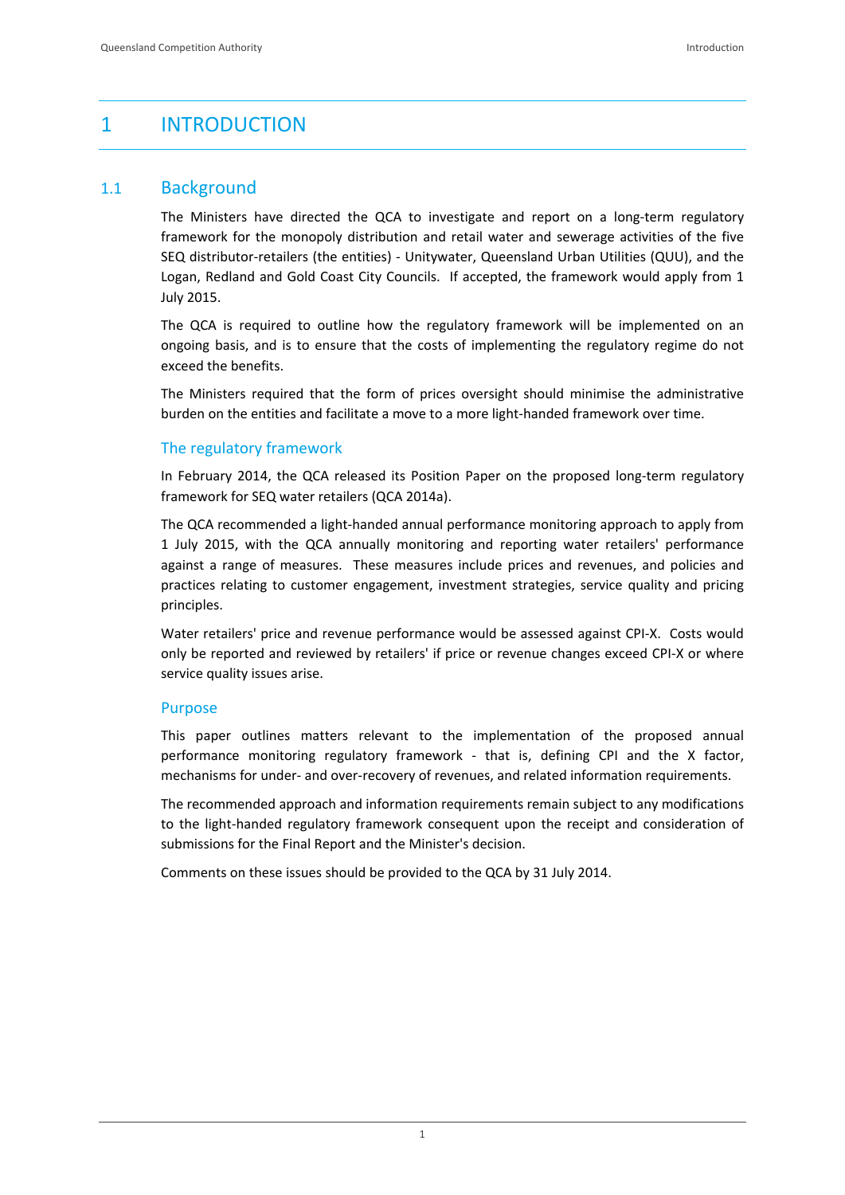# 1 INTRODUCTION

## 1.1 Background

The Ministers have directed the QCA to investigate and report on a long-term regulatory framework for the monopoly distribution and retail water and sewerage activities of the five SEQ distributor-retailers (the entities) - Unitywater, Queensland Urban Utilities (QUU), and the Logan, Redland and Gold Coast City Councils. If accepted, the framework would apply from 1 July 2015.

The QCA is required to outline how the regulatory framework will be implemented on an ongoing basis, and is to ensure that the costs of implementing the regulatory regime do not exceed the benefits.

The Ministers required that the form of prices oversight should minimise the administrative burden on the entities and facilitate a move to a more light-handed framework over time.

### The regulatory framework

In February 2014, the QCA released its Position Paper on the proposed long-term regulatory framework for SEQ water retailers (QCA 2014a).

The QCA recommended a light-handed annual performance monitoring approach to apply from 1 July 2015, with the QCA annually monitoring and reporting water retailers' performance against a range of measures. These measures include prices and revenues, and policies and practices relating to customer engagement, investment strategies, service quality and pricing principles.

Water retailers' price and revenue performance would be assessed against CPI-X. Costs would only be reported and reviewed by retailers' if price or revenue changes exceed CPI-X or where service quality issues arise.

### Purpose

This paper outlines matters relevant to the implementation of the proposed annual performance monitoring regulatory framework - that is, defining CPI and the X factor, mechanisms for under- and over-recovery of revenues, and related information requirements.

The recommended approach and information requirements remain subject to any modifications to the light-handed regulatory framework consequent upon the receipt and consideration of submissions for the Final Report and the Minister's decision.

Comments on these issues should be provided to the QCA by 31 July 2014.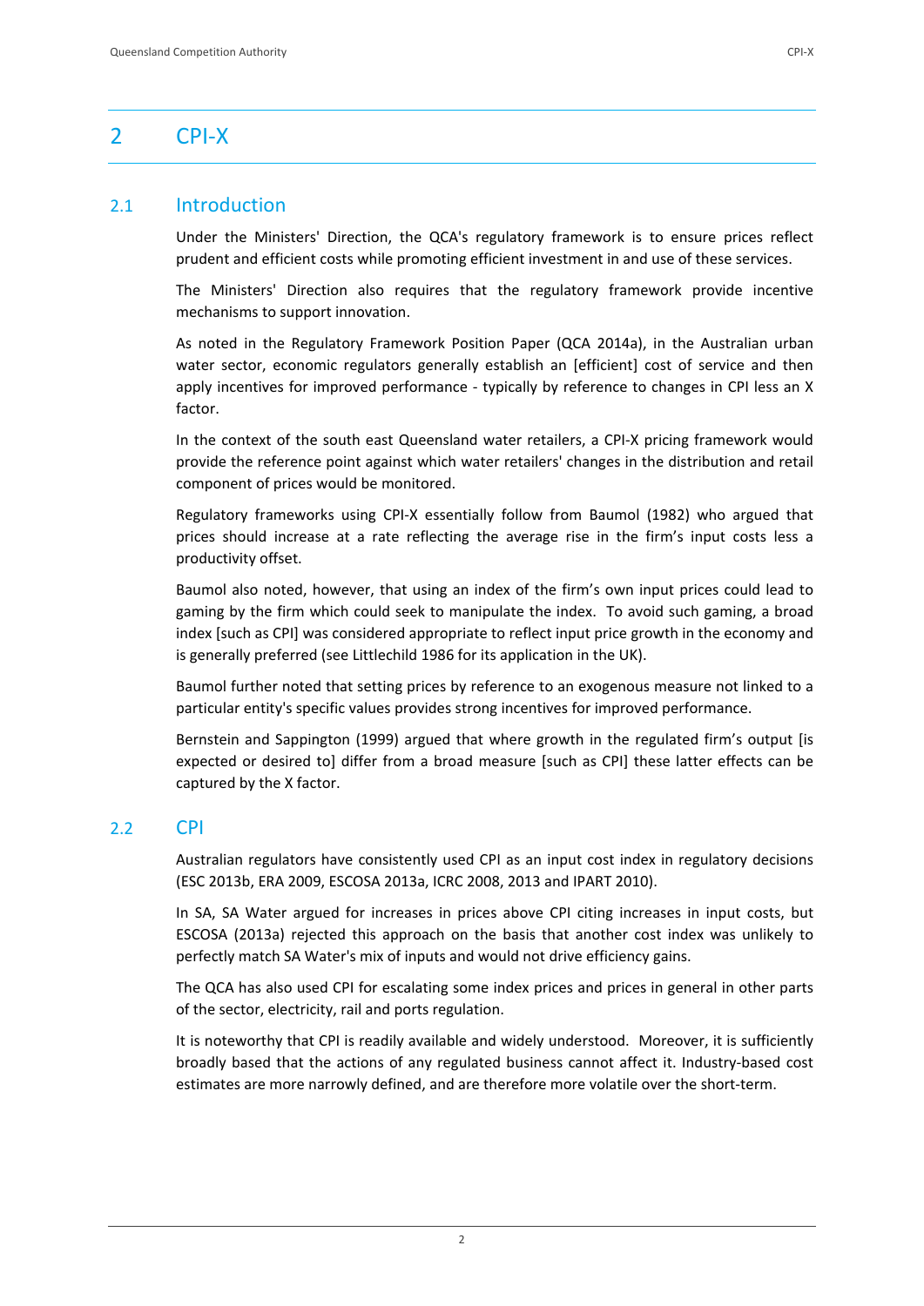# 2 CPI-X

## 2.1 Introduction

Under the Ministers' Direction, the QCA's regulatory framework is to ensure prices reflect prudent and efficient costs while promoting efficient investment in and use of these services.

The Ministers' Direction also requires that the regulatory framework provide incentive mechanisms to support innovation.

As noted in the Regulatory Framework Position Paper (QCA 2014a), in the Australian urban water sector, economic regulators generally establish an [efficient] cost of service and then apply incentives for improved performance - typically by reference to changes in CPI less an X factor.

In the context of the south east Queensland water retailers, a CPI-X pricing framework would provide the reference point against which water retailers' changes in the distribution and retail component of prices would be monitored.

Regulatory frameworks using CPI-X essentially follow from Baumol (1982) who argued that prices should increase at a rate reflecting the average rise in the firm's input costs less a productivity offset.

Baumol also noted, however, that using an index of the firm's own input prices could lead to gaming by the firm which could seek to manipulate the index. To avoid such gaming, a broad index [such as CPI] was considered appropriate to reflect input price growth in the economy and is generally preferred (see Littlechild 1986 for its application in the UK).

Baumol further noted that setting prices by reference to an exogenous measure not linked to a particular entity's specific values provides strong incentives for improved performance.

Bernstein and Sappington (1999) argued that where growth in the regulated firm's output [is expected or desired to] differ from a broad measure [such as CPI] these latter effects can be captured by the X factor.

## 2.2 CPI

Australian regulators have consistently used CPI as an input cost index in regulatory decisions (ESC 2013b, ERA 2009, ESCOSA 2013a, ICRC 2008, 2013 and IPART 2010).

In SA, SA Water argued for increases in prices above CPI citing increases in input costs, but ESCOSA (2013a) rejected this approach on the basis that another cost index was unlikely to perfectly match SA Water's mix of inputs and would not drive efficiency gains.

The QCA has also used CPI for escalating some index prices and prices in general in other parts of the sector, electricity, rail and ports regulation.

It is noteworthy that CPI is readily available and widely understood. Moreover, it is sufficiently broadly based that the actions of any regulated business cannot affect it. Industry-based cost estimates are more narrowly defined, and are therefore more volatile over the short-term.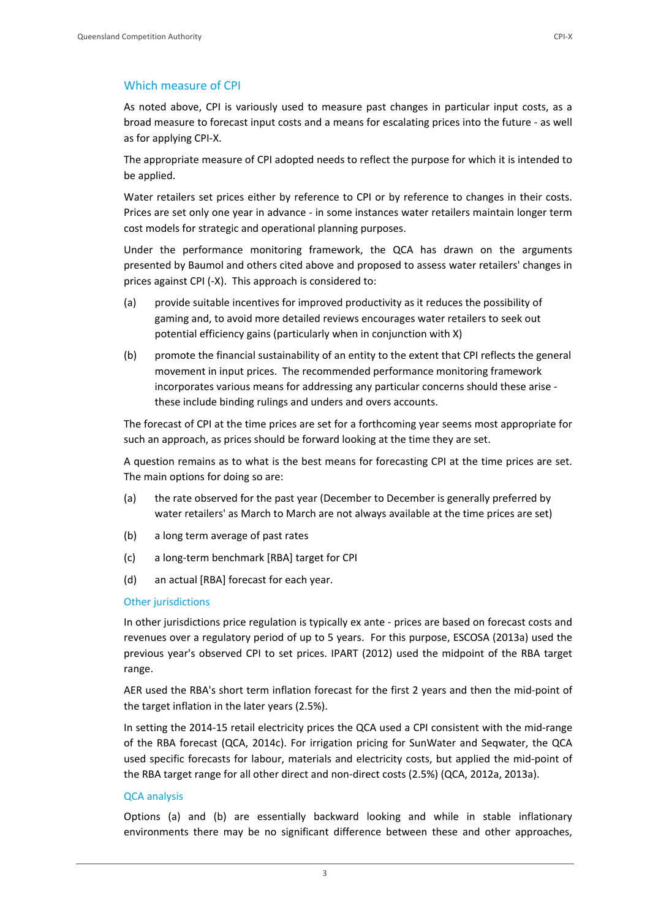### Which measure of CPI

As noted above, CPI is variously used to measure past changes in particular input costs, as a broad measure to forecast input costs and a means for escalating prices into the future - as well as for applying CPI-X.

The appropriate measure of CPI adopted needs to reflect the purpose for which it is intended to be applied.

Water retailers set prices either by reference to CPI or by reference to changes in their costs. Prices are set only one year in advance - in some instances water retailers maintain longer term cost models for strategic and operational planning purposes.

Under the performance monitoring framework, the QCA has drawn on the arguments presented by Baumol and others cited above and proposed to assess water retailers' changes in prices against CPI (-X). This approach is considered to:

(a) provide suitable incentives for improved productivity as it reduces the possibility of gaming and, to avoid more detailed reviews encourages water retailers to seek out potential efficiency gains (particularly when in conjunction with X)

(b) promote the financial sustainability of an entity to the extent that CPI reflects the general movement in input prices. The recommended performance monitoring framework incorporates various means for addressing any particular concerns should these arise - these include binding rulings and unders and overs accounts.

The forecast of CPI at the time prices are set for a forthcoming year seems most appropriate for such an approach, as prices should be forward looking at the time they are set.

A question remains as to what is the best means for forecasting CPI at the time prices are set. The main options for doing so are:

(a) the rate observed for the past year (December to December is generally preferred by water retailers' as March to March are not always available at the time prices are set)

(b) a long term average of past rates

(c) a long-term benchmark [RBA] target for CPI

(d) an actual [RBA] forecast for each year.

#### Other jurisdictions

In other jurisdictions price regulation is typically ex ante - prices are based on forecast costs and revenues over a regulatory period of up to 5 years. For this purpose, ESCOSA (2013a) used the previous year's observed CPI to set prices. IPART (2012) used the midpoint of the RBA target range.

AER used the RBA's short term inflation forecast for the first 2 years and then the mid-point of the target inflation in the later years (2.5%).

In setting the 2014-15 retail electricity prices the QCA used a CPI consistent with the mid-range of the RBA forecast (QCA, 2014c). For irrigation pricing for SunWater and Seqwater, the QCA used specific forecasts for labour, materials and electricity costs, but applied the mid-point of the RBA target range for all other direct and non-direct costs (2.5%) (QCA, 2012a, 2013a).

#### QCA analysis

Options (a) and (b) are essentially backward looking and while in stable inflationary environments there may be no significant difference between these and other approaches,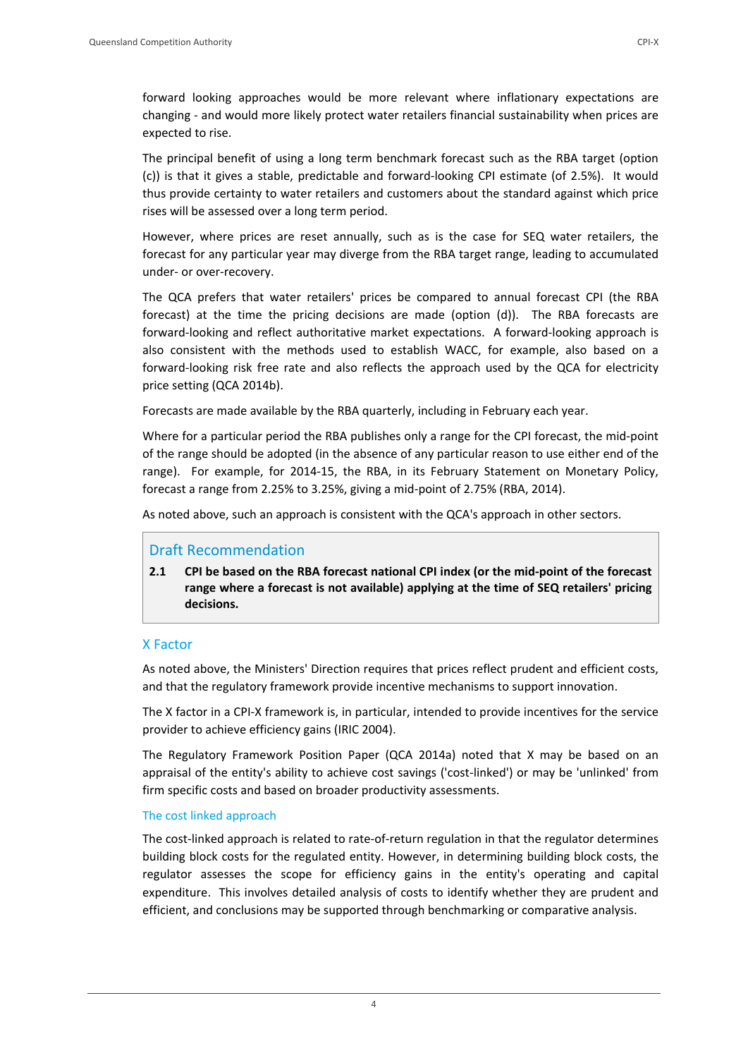forward looking approaches would be more relevant where inflationary expectations are changing - and would more likely protect water retailers financial sustainability when prices are expected to rise.

The principal benefit of using a long term benchmark forecast such as the RBA target (option (c)) is that it gives a stable, predictable and forward-looking CPI estimate (of 2.5%). It would thus provide certainty to water retailers and customers about the standard against which price rises will be assessed over a long term period.

However, where prices are reset annually, such as is the case for SEQ water retailers, the forecast for any particular year may diverge from the RBA target range, leading to accumulated under- or over-recovery.

The QCA prefers that water retailers' prices be compared to annual forecast CPI (the RBA forecast) at the time the pricing decisions are made (option (d)). The RBA forecasts are forward-looking and reflect authoritative market expectations. A forward-looking approach is also consistent with the methods used to establish WACC, for example, also based on a forward-looking risk free rate and also reflects the approach used by the QCA for electricity price setting (QCA 2014b).

Forecasts are made available by the RBA quarterly, including in February each year.

Where for a particular period the RBA publishes only a range for the CPI forecast, the mid-point of the range should be adopted (in the absence of any particular reason to use either end of the range). For example, for 2014-15, the RBA, in its February Statement on Monetary Policy, forecast a range from 2.25% to 3.25%, giving a mid-point of 2.75% (RBA, 2014).

As noted above, such an approach is consistent with the QCA's approach in other sectors.

### Draft Recommendation

**2.1 CPI be based on the RBA forecast national CPI index (or the mid-point of the forecast range where a forecast is not available) applying at the time of SEQ retailers' pricing decisions.**

## X Factor

As noted above, the Ministers' Direction requires that prices reflect prudent and efficient costs, and that the regulatory framework provide incentive mechanisms to support innovation.

The X factor in a CPI-X framework is, in particular, intended to provide incentives for the service provider to achieve efficiency gains (IRIC 2004).

The Regulatory Framework Position Paper (QCA 2014a) noted that X may be based on an appraisal of the entity's ability to achieve cost savings ('cost-linked') or may be 'unlinked' from firm specific costs and based on broader productivity assessments.

### The cost linked approach

The cost-linked approach is related to rate-of-return regulation in that the regulator determines building block costs for the regulated entity. However, in determining building block costs, the regulator assesses the scope for efficiency gains in the entity's operating and capital expenditure. This involves detailed analysis of costs to identify whether they are prudent and efficient, and conclusions may be supported through benchmarking or comparative analysis.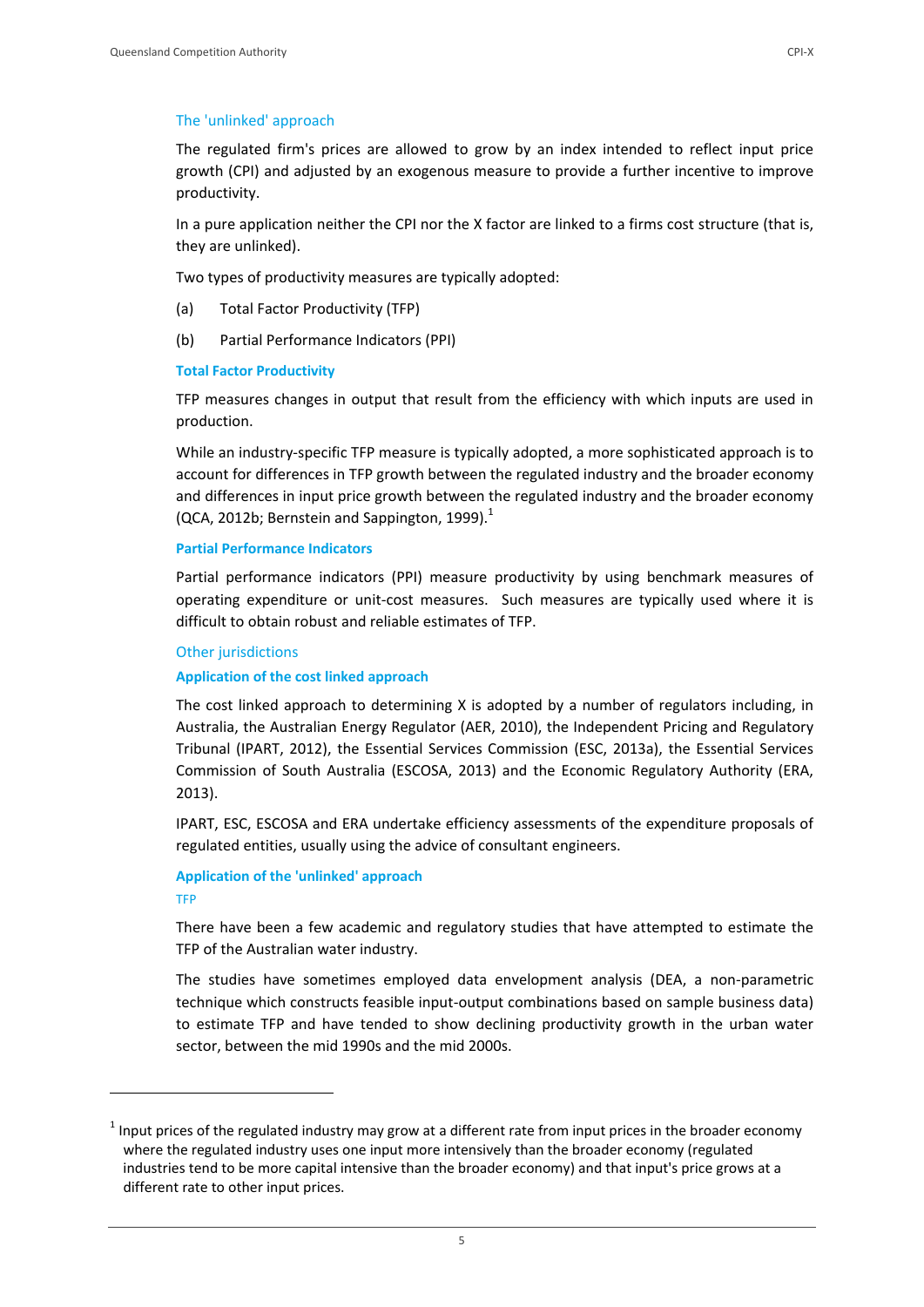### The 'unlinked' approach

The regulated firm's prices are allowed to grow by an index intended to reflect input price growth (CPI) and adjusted by an exogenous measure to provide a further incentive to improve productivity.

In a pure application neither the CPI nor the X factor are linked to a firms cost structure (that is, they are unlinked).

Two types of productivity measures are typically adopted:

(a) Total Factor Productivity (TFP)

(b) Partial Performance Indicators (PPI)

#### Total Factor Productivity

TFP measures changes in output that result from the efficiency with which inputs are used in production.

While an industry-specific TFP measure is typically adopted, a more sophisticated approach is to account for differences in TFP growth between the regulated industry and the broader economy and differences in input price growth between the regulated industry and the broader economy (QCA, 2012b; Bernstein and Sappington, 1999).[1]

#### Partial Performance Indicators

Partial performance indicators (PPI) measure productivity by using benchmark measures of operating expenditure or unit-cost measures. Such measures are typically used where it is difficult to obtain robust and reliable estimates of TFP.

### Other jurisdictions

#### Application of the cost linked approach

The cost linked approach to determining X is adopted by a number of regulators including, in Australia, the Australian Energy Regulator (AER, 2010), the Independent Pricing and Regulatory Tribunal (IPART, 2012), the Essential Services Commission (ESC, 2013a), the Essential Services Commission of South Australia (ESCOSA, 2013) and the Economic Regulatory Authority (ERA, 2013).

IPART, ESC, ESCOSA and ERA undertake efficiency assessments of the expenditure proposals of regulated entities, usually using the advice of consultant engineers.

#### Application of the 'unlinked' approach

##### TFP

There have been a few academic and regulatory studies that have attempted to estimate the TFP of the Australian water industry.

The studies have sometimes employed data envelopment analysis (DEA, a non-parametric technique which constructs feasible input-output combinations based on sample business data) to estimate TFP and have tended to show declining productivity growth in the urban water sector, between the mid 1990s and the mid 2000s.

---

[1] Input prices of the regulated industry may grow at a different rate from input prices in the broader economy where the regulated industry uses one input more intensively than the broader economy (regulated industries tend to be more capital intensive than the broader economy) and that input's price grows at a different rate to other input prices.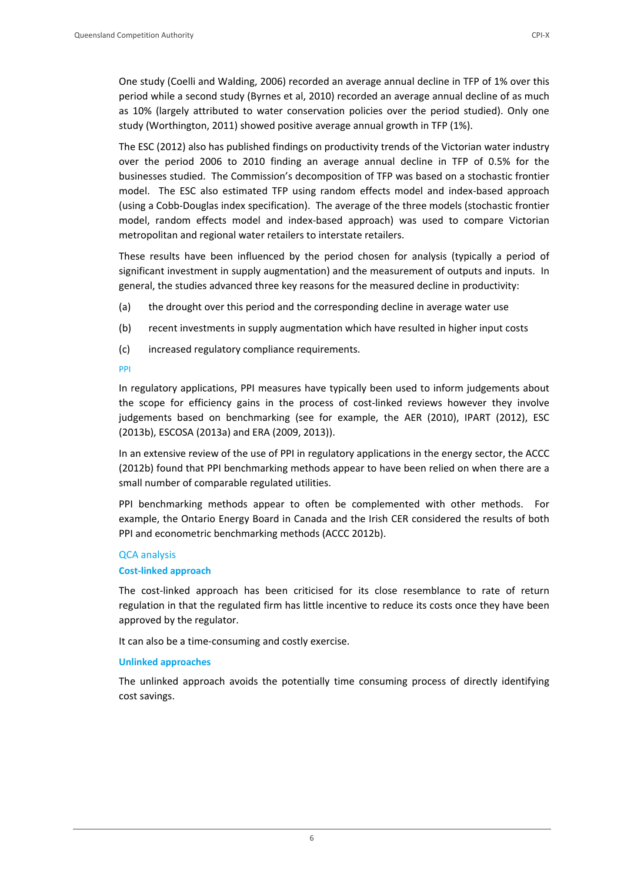One study (Coelli and Walding, 2006) recorded an average annual decline in TFP of 1% over this period while a second study (Byrnes et al, 2010) recorded an average annual decline of as much as 10% (largely attributed to water conservation policies over the period studied). Only one study (Worthington, 2011) showed positive average annual growth in TFP (1%).

The ESC (2012) also has published findings on productivity trends of the Victorian water industry over the period 2006 to 2010 finding an average annual decline in TFP of 0.5% for the businesses studied. The Commission's decomposition of TFP was based on a stochastic frontier model. The ESC also estimated TFP using random effects model and index-based approach (using a Cobb-Douglas index specification). The average of the three models (stochastic frontier model, random effects model and index-based approach) was used to compare Victorian metropolitan and regional water retailers to interstate retailers.

These results have been influenced by the period chosen for analysis (typically a period of significant investment in supply augmentation) and the measurement of outputs and inputs. In general, the studies advanced three key reasons for the measured decline in productivity:

(a) the drought over this period and the corresponding decline in average water use

(b) recent investments in supply augmentation which have resulted in higher input costs

(c) increased regulatory compliance requirements.

#### PPI

In regulatory applications, PPI measures have typically been used to inform judgements about the scope for efficiency gains in the process of cost-linked reviews however they involve judgements based on benchmarking (see for example, the AER (2010), IPART (2012), ESC (2013b), ESCOSA (2013a) and ERA (2009, 2013)).

In an extensive review of the use of PPI in regulatory applications in the energy sector, the ACCC (2012b) found that PPI benchmarking methods appear to have been relied on when there are a small number of comparable regulated utilities.

PPI benchmarking methods appear to often be complemented with other methods. For example, the Ontario Energy Board in Canada and the Irish CER considered the results of both PPI and econometric benchmarking methods (ACCC 2012b).

### QCA analysis

#### Cost-linked approach

The cost-linked approach has been criticised for its close resemblance to rate of return regulation in that the regulated firm has little incentive to reduce its costs once they have been approved by the regulator.

It can also be a time-consuming and costly exercise.

#### Unlinked approaches

The unlinked approach avoids the potentially time consuming process of directly identifying cost savings.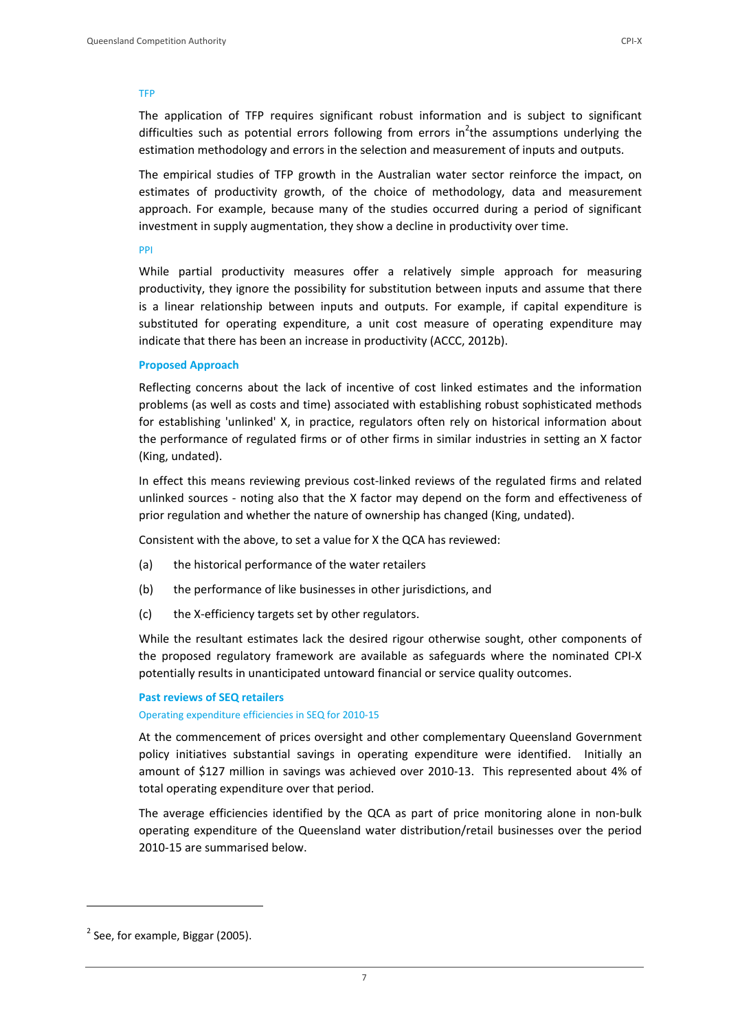#### TFP

The application of TFP requires significant robust information and is subject to significant difficulties such as potential errors following from errors in[2] the assumptions underlying the estimation methodology and errors in the selection and measurement of inputs and outputs.

The empirical studies of TFP growth in the Australian water sector reinforce the impact, on estimates of productivity growth, of the choice of methodology, data and measurement approach. For example, because many of the studies occurred during a period of significant investment in supply augmentation, they show a decline in productivity over time.

#### PPI

While partial productivity measures offer a relatively simple approach for measuring productivity, they ignore the possibility for substitution between inputs and assume that there is a linear relationship between inputs and outputs. For example, if capital expenditure is substituted for operating expenditure, a unit cost measure of operating expenditure may indicate that there has been an increase in productivity (ACCC, 2012b).

### Proposed Approach

Reflecting concerns about the lack of incentive of cost linked estimates and the information problems (as well as costs and time) associated with establishing robust sophisticated methods for establishing 'unlinked' X, in practice, regulators often rely on historical information about the performance of regulated firms or of other firms in similar industries in setting an X factor (King, undated).

In effect this means reviewing previous cost-linked reviews of the regulated firms and related unlinked sources - noting also that the X factor may depend on the form and effectiveness of prior regulation and whether the nature of ownership has changed (King, undated).

Consistent with the above, to set a value for X the QCA has reviewed:

(a) the historical performance of the water retailers

(b) the performance of like businesses in other jurisdictions, and

(c) the X-efficiency targets set by other regulators.

While the resultant estimates lack the desired rigour otherwise sought, other components of the proposed regulatory framework are available as safeguards where the nominated CPI-X potentially results in unanticipated untoward financial or service quality outcomes.

### Past reviews of SEQ retailers

#### Operating expenditure efficiencies in SEQ for 2010-15

At the commencement of prices oversight and other complementary Queensland Government policy initiatives substantial savings in operating expenditure were identified. Initially an amount of $127 million in savings was achieved over 2010-13. This represented about 4% of total operating expenditure over that period.

The average efficiencies identified by the QCA as part of price monitoring alone in non-bulk operating expenditure of the Queensland water distribution/retail businesses over the period 2010-15 are summarised below.

---

[2] See, for example, Biggar (2005).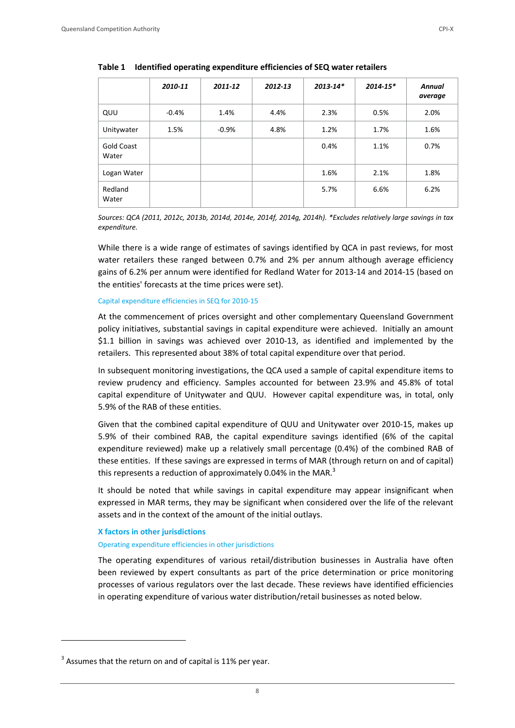**Table 1 Identified operating expenditure efficiencies of SEQ water retailers**

| | *2010-11* | *2011-12* | *2012-13* | *2013-14\** | *2014-15\** | *Annual average* |
|---|---|---|---|---|---|---|
| QUU | -0.4% | 1.4% | 4.4% | 2.3% | 0.5% | 2.0% |
| Unitywater | 1.5% | -0.9% | 4.8% | 1.2% | 1.7% | 1.6% |
| Gold Coast Water | | | | 0.4% | 1.1% | 0.7% |
| Logan Water | | | | 1.6% | 2.1% | 1.8% |
| Redland Water | | | | 5.7% | 6.6% | 6.2% |

*Sources: QCA (2011, 2012c, 2013b, 2014d, 2014e, 2014f, 2014g, 2014h). \*Excludes relatively large savings in tax expenditure.*

While there is a wide range of estimates of savings identified by QCA in past reviews, for most water retailers these ranged between 0.7% and 2% per annum although average efficiency gains of 6.2% per annum were identified for Redland Water for 2013-14 and 2014-15 (based on the entities' forecasts at the time prices were set).

### Capital expenditure efficiencies in SEQ for 2010-15

At the commencement of prices oversight and other complementary Queensland Government policy initiatives, substantial savings in capital expenditure were achieved. Initially an amount $1.1 billion in savings was achieved over 2010-13, as identified and implemented by the retailers. This represented about 38% of total capital expenditure over that period.

In subsequent monitoring investigations, the QCA used a sample of capital expenditure items to review prudency and efficiency. Samples accounted for between 23.9% and 45.8% of total capital expenditure of Unitywater and QUU. However capital expenditure was, in total, only 5.9% of the RAB of these entities.

Given that the combined capital expenditure of QUU and Unitywater over 2010-15, makes up 5.9% of their combined RAB, the capital expenditure savings identified (6% of the capital expenditure reviewed) make up a relatively small percentage (0.4%) of the combined RAB of these entities. If these savings are expressed in terms of MAR (through return on and of capital) this represents a reduction of approximately 0.04% in the MAR.[3]

It should be noted that while savings in capital expenditure may appear insignificant when expressed in MAR terms, they may be significant when considered over the life of the relevant assets and in the context of the amount of the initial outlays.

## X factors in other jurisdictions

### Operating expenditure efficiencies in other jurisdictions

The operating expenditures of various retail/distribution businesses in Australia have often been reviewed by expert consultants as part of the price determination or price monitoring processes of various regulators over the last decade. These reviews have identified efficiencies in operating expenditure of various water distribution/retail businesses as noted below.

[3] Assumes that the return on and of capital is 11% per year.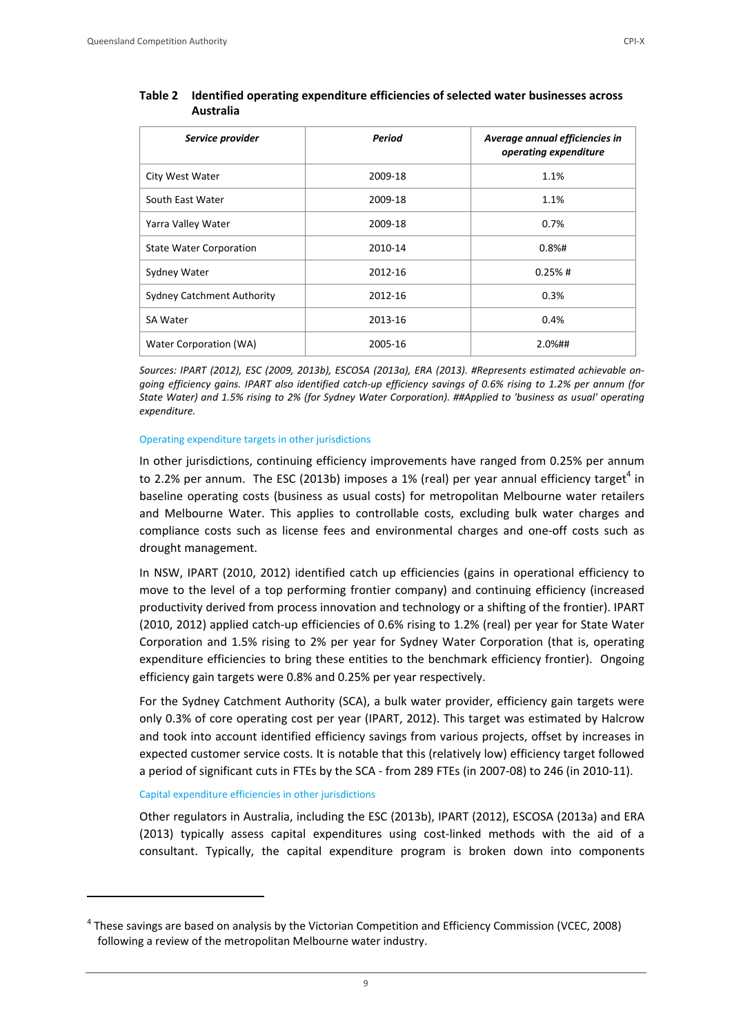**Table 2 Identified operating expenditure efficiencies of selected water businesses across Australia**

| *Service provider* | *Period* | *Average annual efficiencies in operating expenditure* |
|---|---|---|
| City West Water | 2009-18 | 1.1% |
| South East Water | 2009-18 | 1.1% |
| Yarra Valley Water | 2009-18 | 0.7% |
| State Water Corporation | 2010-14 | 0.8%# |
| Sydney Water | 2012-16 | 0.25% # |
| Sydney Catchment Authority | 2012-16 | 0.3% |
| SA Water | 2013-16 | 0.4% |
| Water Corporation (WA) | 2005-16 | 2.0%## |

*Sources: IPART (2012), ESC (2009, 2013b), ESCOSA (2013a), ERA (2013). #Represents estimated achievable on-going efficiency gains. IPART also identified catch-up efficiency savings of 0.6% rising to 1.2% per annum (for State Water) and 1.5% rising to 2% (for Sydney Water Corporation). ##Applied to 'business as usual' operating expenditure.*

#### Operating expenditure targets in other jurisdictions

In other jurisdictions, continuing efficiency improvements have ranged from 0.25% per annum to 2.2% per annum. The ESC (2013b) imposes a 1% (real) per year annual efficiency target[4] in baseline operating costs (business as usual costs) for metropolitan Melbourne water retailers and Melbourne Water. This applies to controllable costs, excluding bulk water charges and compliance costs such as license fees and environmental charges and one-off costs such as drought management.

In NSW, IPART (2010, 2012) identified catch up efficiencies (gains in operational efficiency to move to the level of a top performing frontier company) and continuing efficiency (increased productivity derived from process innovation and technology or a shifting of the frontier). IPART (2010, 2012) applied catch-up efficiencies of 0.6% rising to 1.2% (real) per year for State Water Corporation and 1.5% rising to 2% per year for Sydney Water Corporation (that is, operating expenditure efficiencies to bring these entities to the benchmark efficiency frontier). Ongoing efficiency gain targets were 0.8% and 0.25% per year respectively.

For the Sydney Catchment Authority (SCA), a bulk water provider, efficiency gain targets were only 0.3% of core operating cost per year (IPART, 2012). This target was estimated by Halcrow and took into account identified efficiency savings from various projects, offset by increases in expected customer service costs. It is notable that this (relatively low) efficiency target followed a period of significant cuts in FTEs by the SCA - from 289 FTEs (in 2007-08) to 246 (in 2010-11).

#### Capital expenditure efficiencies in other jurisdictions

Other regulators in Australia, including the ESC (2013b), IPART (2012), ESCOSA (2013a) and ERA (2013) typically assess capital expenditures using cost-linked methods with the aid of a consultant. Typically, the capital expenditure program is broken down into components

---

[4] These savings are based on analysis by the Victorian Competition and Efficiency Commission (VCEC, 2008) following a review of the metropolitan Melbourne water industry.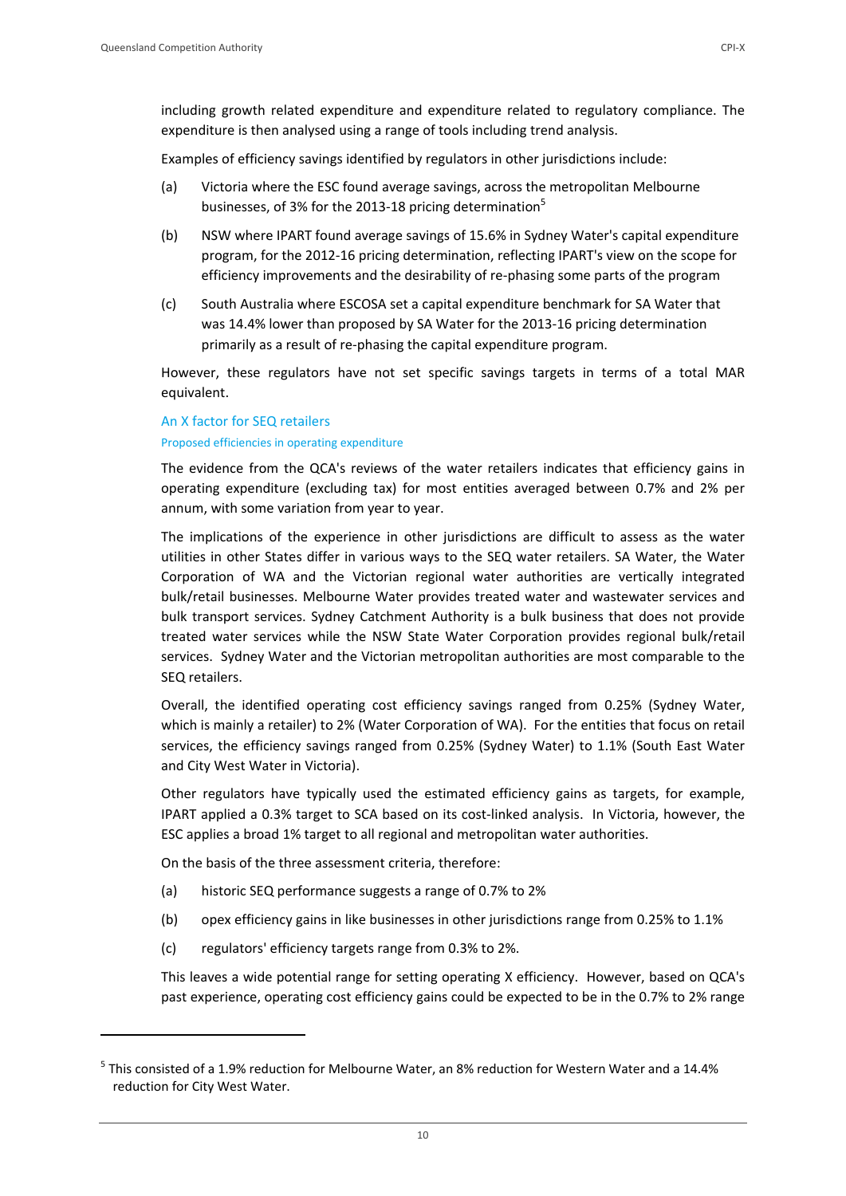including growth related expenditure and expenditure related to regulatory compliance. The expenditure is then analysed using a range of tools including trend analysis.

Examples of efficiency savings identified by regulators in other jurisdictions include:

(a) Victoria where the ESC found average savings, across the metropolitan Melbourne businesses, of 3% for the 2013-18 pricing determination[5]

(b) NSW where IPART found average savings of 15.6% in Sydney Water's capital expenditure program, for the 2012-16 pricing determination, reflecting IPART's view on the scope for efficiency improvements and the desirability of re-phasing some parts of the program

(c) South Australia where ESCOSA set a capital expenditure benchmark for SA Water that was 14.4% lower than proposed by SA Water for the 2013-16 pricing determination primarily as a result of re-phasing the capital expenditure program.

However, these regulators have not set specific savings targets in terms of a total MAR equivalent.

## An X factor for SEQ retailers

### Proposed efficiencies in operating expenditure

The evidence from the QCA's reviews of the water retailers indicates that efficiency gains in operating expenditure (excluding tax) for most entities averaged between 0.7% and 2% per annum, with some variation from year to year.

The implications of the experience in other jurisdictions are difficult to assess as the water utilities in other States differ in various ways to the SEQ water retailers. SA Water, the Water Corporation of WA and the Victorian regional water authorities are vertically integrated bulk/retail businesses. Melbourne Water provides treated water and wastewater services and bulk transport services. Sydney Catchment Authority is a bulk business that does not provide treated water services while the NSW State Water Corporation provides regional bulk/retail services. Sydney Water and the Victorian metropolitan authorities are most comparable to the SEQ retailers.

Overall, the identified operating cost efficiency savings ranged from 0.25% (Sydney Water, which is mainly a retailer) to 2% (Water Corporation of WA). For the entities that focus on retail services, the efficiency savings ranged from 0.25% (Sydney Water) to 1.1% (South East Water and City West Water in Victoria).

Other regulators have typically used the estimated efficiency gains as targets, for example, IPART applied a 0.3% target to SCA based on its cost-linked analysis. In Victoria, however, the ESC applies a broad 1% target to all regional and metropolitan water authorities.

On the basis of the three assessment criteria, therefore:

(a) historic SEQ performance suggests a range of 0.7% to 2%

(b) opex efficiency gains in like businesses in other jurisdictions range from 0.25% to 1.1%

(c) regulators' efficiency targets range from 0.3% to 2%.

This leaves a wide potential range for setting operating X efficiency. However, based on QCA's past experience, operating cost efficiency gains could be expected to be in the 0.7% to 2% range

---

[5] This consisted of a 1.9% reduction for Melbourne Water, an 8% reduction for Western Water and a 14.4% reduction for City West Water.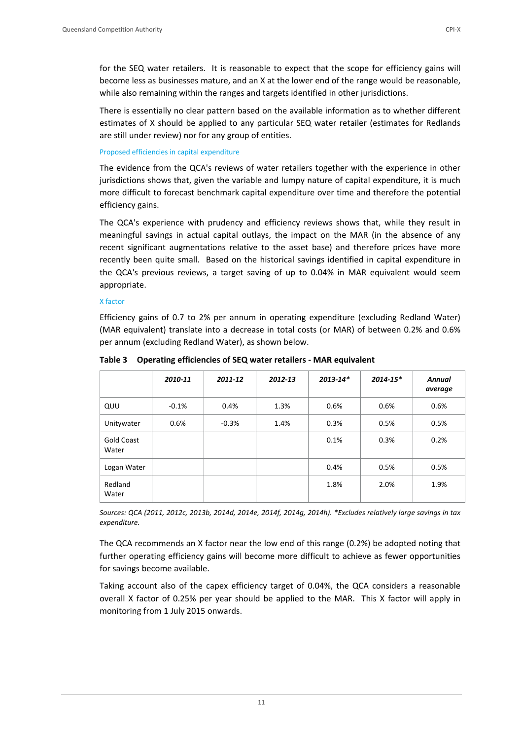for the SEQ water retailers. It is reasonable to expect that the scope for efficiency gains will become less as businesses mature, and an X at the lower end of the range would be reasonable, while also remaining within the ranges and targets identified in other jurisdictions.

There is essentially no clear pattern based on the available information as to whether different estimates of X should be applied to any particular SEQ water retailer (estimates for Redlands are still under review) nor for any group of entities.

### Proposed efficiencies in capital expenditure

The evidence from the QCA's reviews of water retailers together with the experience in other jurisdictions shows that, given the variable and lumpy nature of capital expenditure, it is much more difficult to forecast benchmark capital expenditure over time and therefore the potential efficiency gains.

The QCA's experience with prudency and efficiency reviews shows that, while they result in meaningful savings in actual capital outlays, the impact on the MAR (in the absence of any recent significant augmentations relative to the asset base) and therefore prices have more recently been quite small. Based on the historical savings identified in capital expenditure in the QCA's previous reviews, a target saving of up to 0.04% in MAR equivalent would seem appropriate.

### X factor

Efficiency gains of 0.7 to 2% per annum in operating expenditure (excluding Redland Water) (MAR equivalent) translate into a decrease in total costs (or MAR) of between 0.2% and 0.6% per annum (excluding Redland Water), as shown below.

**Table 3 Operating efficiencies of SEQ water retailers - MAR equivalent**

| | *2010-11* | *2011-12* | *2012-13* | *2013-14** | *2014-15** | *Annual average* |
|---|---|---|---|---|---|---|
| QUU | -0.1% | 0.4% | 1.3% | 0.6% | 0.6% | 0.6% |
| Unitywater | 0.6% | -0.3% | 1.4% | 0.3% | 0.5% | 0.5% |
| Gold Coast Water | | | | 0.1% | 0.3% | 0.2% |
| Logan Water | | | | 0.4% | 0.5% | 0.5% |
| Redland Water | | | | 1.8% | 2.0% | 1.9% |

*Sources: QCA (2011, 2012c, 2013b, 2014d, 2014e, 2014f, 2014g, 2014h). *Excludes relatively large savings in tax expenditure.*

The QCA recommends an X factor near the low end of this range (0.2%) be adopted noting that further operating efficiency gains will become more difficult to achieve as fewer opportunities for savings become available.

Taking account also of the capex efficiency target of 0.04%, the QCA considers a reasonable overall X factor of 0.25% per year should be applied to the MAR. This X factor will apply in monitoring from 1 July 2015 onwards.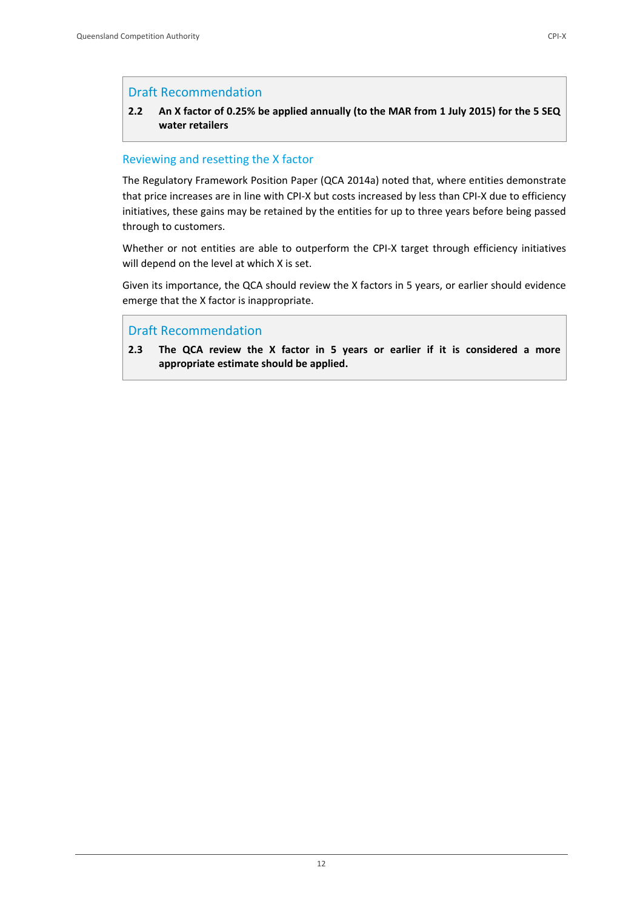### Draft Recommendation

**2.2 An X factor of 0.25% be applied annually (to the MAR from 1 July 2015) for the 5 SEQ water retailers**

## Reviewing and resetting the X factor

The Regulatory Framework Position Paper (QCA 2014a) noted that, where entities demonstrate that price increases are in line with CPI-X but costs increased by less than CPI-X due to efficiency initiatives, these gains may be retained by the entities for up to three years before being passed through to customers.

Whether or not entities are able to outperform the CPI-X target through efficiency initiatives will depend on the level at which X is set.

Given its importance, the QCA should review the X factors in 5 years, or earlier should evidence emerge that the X factor is inappropriate.

### Draft Recommendation

**2.3 The QCA review the X factor in 5 years or earlier if it is considered a more appropriate estimate should be applied.**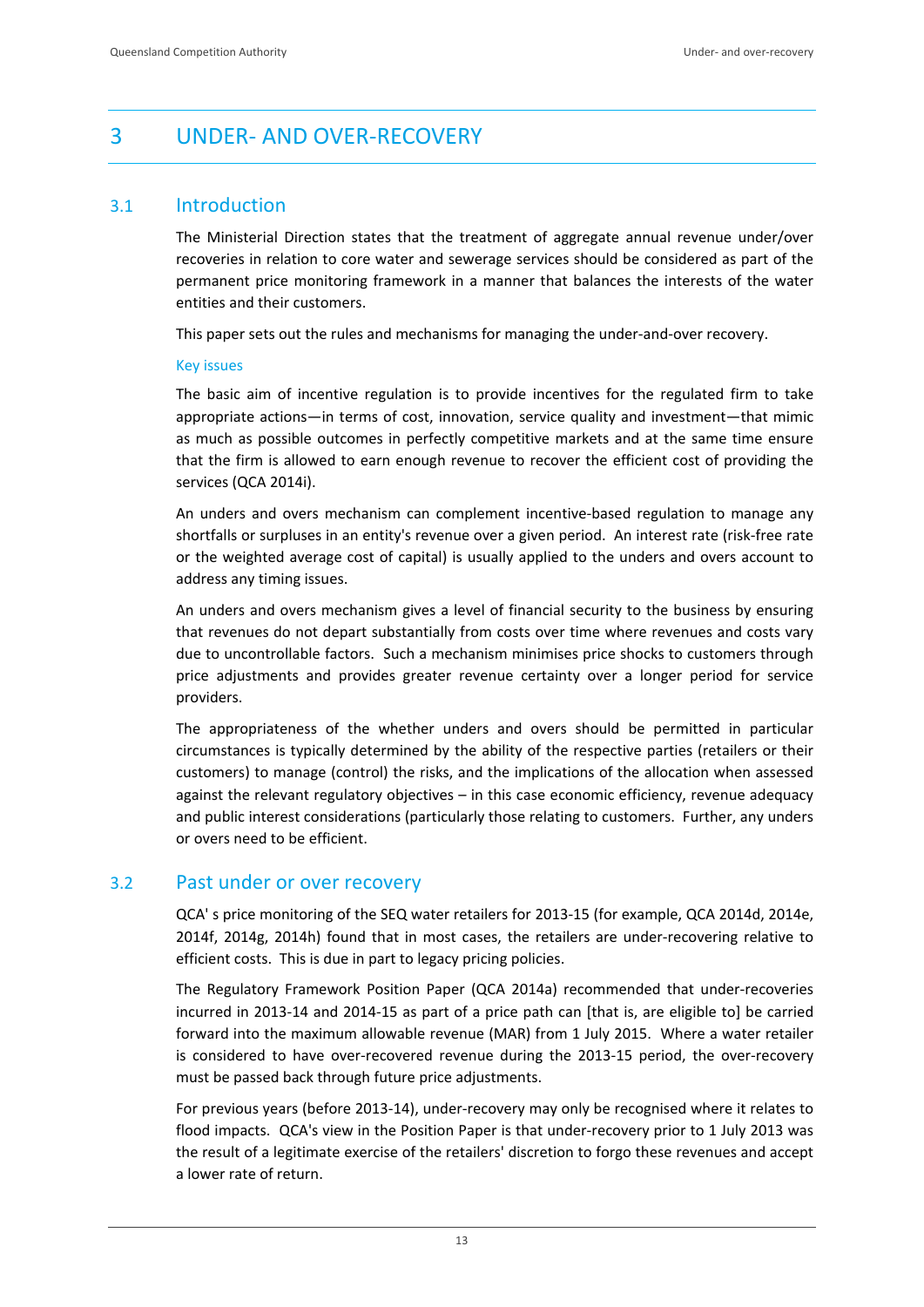# 3 UNDER- AND OVER-RECOVERY

## 3.1 Introduction

The Ministerial Direction states that the treatment of aggregate annual revenue under/over recoveries in relation to core water and sewerage services should be considered as part of the permanent price monitoring framework in a manner that balances the interests of the water entities and their customers.

This paper sets out the rules and mechanisms for managing the under-and-over recovery.

### Key issues

The basic aim of incentive regulation is to provide incentives for the regulated firm to take appropriate actions—in terms of cost, innovation, service quality and investment—that mimic as much as possible outcomes in perfectly competitive markets and at the same time ensure that the firm is allowed to earn enough revenue to recover the efficient cost of providing the services (QCA 2014i).

An unders and overs mechanism can complement incentive-based regulation to manage any shortfalls or surpluses in an entity's revenue over a given period. An interest rate (risk-free rate or the weighted average cost of capital) is usually applied to the unders and overs account to address any timing issues.

An unders and overs mechanism gives a level of financial security to the business by ensuring that revenues do not depart substantially from costs over time where revenues and costs vary due to uncontrollable factors. Such a mechanism minimises price shocks to customers through price adjustments and provides greater revenue certainty over a longer period for service providers.

The appropriateness of the whether unders and overs should be permitted in particular circumstances is typically determined by the ability of the respective parties (retailers or their customers) to manage (control) the risks, and the implications of the allocation when assessed against the relevant regulatory objectives – in this case economic efficiency, revenue adequacy and public interest considerations (particularly those relating to customers. Further, any unders or overs need to be efficient.

## 3.2 Past under or over recovery

QCA' s price monitoring of the SEQ water retailers for 2013-15 (for example, QCA 2014d, 2014e, 2014f, 2014g, 2014h) found that in most cases, the retailers are under-recovering relative to efficient costs. This is due in part to legacy pricing policies.

The Regulatory Framework Position Paper (QCA 2014a) recommended that under-recoveries incurred in 2013-14 and 2014-15 as part of a price path can [that is, are eligible to] be carried forward into the maximum allowable revenue (MAR) from 1 July 2015. Where a water retailer is considered to have over-recovered revenue during the 2013-15 period, the over-recovery must be passed back through future price adjustments.

For previous years (before 2013-14), under-recovery may only be recognised where it relates to flood impacts. QCA's view in the Position Paper is that under-recovery prior to 1 July 2013 was the result of a legitimate exercise of the retailers' discretion to forgo these revenues and accept a lower rate of return.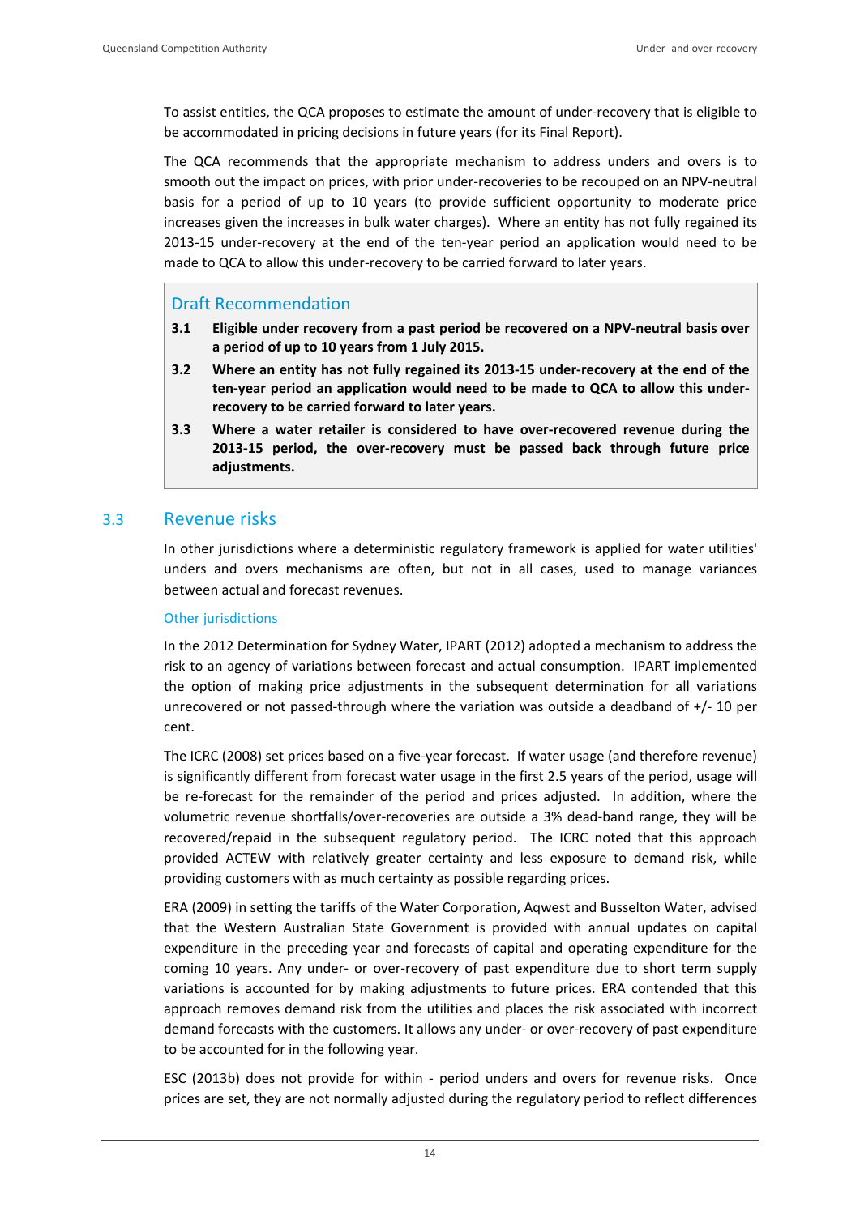To assist entities, the QCA proposes to estimate the amount of under-recovery that is eligible to be accommodated in pricing decisions in future years (for its Final Report).

The QCA recommends that the appropriate mechanism to address unders and overs is to smooth out the impact on prices, with prior under-recoveries to be recouped on an NPV-neutral basis for a period of up to 10 years (to provide sufficient opportunity to moderate price increases given the increases in bulk water charges). Where an entity has not fully regained its 2013-15 under-recovery at the end of the ten-year period an application would need to be made to QCA to allow this under-recovery to be carried forward to later years.

> ### Draft Recommendation
>
> **3.1 Eligible under recovery from a past period be recovered on a NPV-neutral basis over a period of up to 10 years from 1 July 2015.**
>
> **3.2 Where an entity has not fully regained its 2013-15 under-recovery at the end of the ten-year period an application would need to be made to QCA to allow this under-recovery to be carried forward to later years.**
>
> **3.3 Where a water retailer is considered to have over-recovered revenue during the 2013-15 period, the over-recovery must be passed back through future price adjustments.**

## 3.3 Revenue risks

In other jurisdictions where a deterministic regulatory framework is applied for water utilities' unders and overs mechanisms are often, but not in all cases, used to manage variances between actual and forecast revenues.

### Other jurisdictions

In the 2012 Determination for Sydney Water, IPART (2012) adopted a mechanism to address the risk to an agency of variations between forecast and actual consumption. IPART implemented the option of making price adjustments in the subsequent determination for all variations unrecovered or not passed-through where the variation was outside a deadband of +/- 10 per cent.

The ICRC (2008) set prices based on a five-year forecast. If water usage (and therefore revenue) is significantly different from forecast water usage in the first 2.5 years of the period, usage will be re-forecast for the remainder of the period and prices adjusted. In addition, where the volumetric revenue shortfalls/over-recoveries are outside a 3% dead-band range, they will be recovered/repaid in the subsequent regulatory period. The ICRC noted that this approach provided ACTEW with relatively greater certainty and less exposure to demand risk, while providing customers with as much certainty as possible regarding prices.

ERA (2009) in setting the tariffs of the Water Corporation, Aqwest and Busselton Water, advised that the Western Australian State Government is provided with annual updates on capital expenditure in the preceding year and forecasts of capital and operating expenditure for the coming 10 years. Any under- or over-recovery of past expenditure due to short term supply variations is accounted for by making adjustments to future prices. ERA contended that this approach removes demand risk from the utilities and places the risk associated with incorrect demand forecasts with the customers. It allows any under- or over-recovery of past expenditure to be accounted for in the following year.

ESC (2013b) does not provide for within - period unders and overs for revenue risks. Once prices are set, they are not normally adjusted during the regulatory period to reflect differences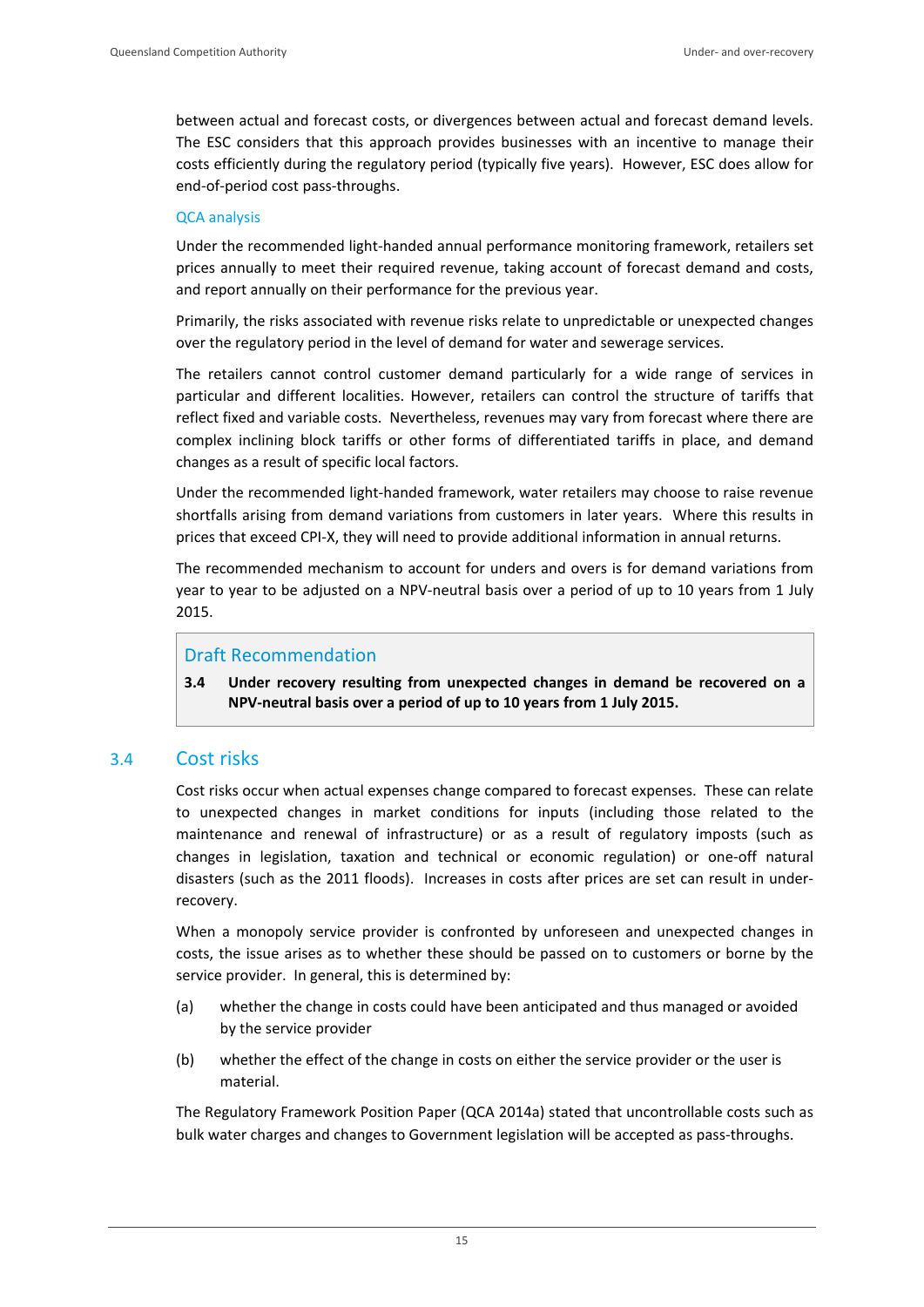between actual and forecast costs, or divergences between actual and forecast demand levels. The ESC considers that this approach provides businesses with an incentive to manage their costs efficiently during the regulatory period (typically five years). However, ESC does allow for end-of-period cost pass-throughs.

### QCA analysis

Under the recommended light-handed annual performance monitoring framework, retailers set prices annually to meet their required revenue, taking account of forecast demand and costs, and report annually on their performance for the previous year.

Primarily, the risks associated with revenue risks relate to unpredictable or unexpected changes over the regulatory period in the level of demand for water and sewerage services.

The retailers cannot control customer demand particularly for a wide range of services in particular and different localities. However, retailers can control the structure of tariffs that reflect fixed and variable costs. Nevertheless, revenues may vary from forecast where there are complex inclining block tariffs or other forms of differentiated tariffs in place, and demand changes as a result of specific local factors.

Under the recommended light-handed framework, water retailers may choose to raise revenue shortfalls arising from demand variations from customers in later years. Where this results in prices that exceed CPI-X, they will need to provide additional information in annual returns.

The recommended mechanism to account for unders and overs is for demand variations from year to year to be adjusted on a NPV-neutral basis over a period of up to 10 years from 1 July 2015.

> **Draft Recommendation**
>
> **3.4 Under recovery resulting from unexpected changes in demand be recovered on a NPV-neutral basis over a period of up to 10 years from 1 July 2015.**

## 3.4 Cost risks

Cost risks occur when actual expenses change compared to forecast expenses. These can relate to unexpected changes in market conditions for inputs (including those related to the maintenance and renewal of infrastructure) or as a result of regulatory imposts (such as changes in legislation, taxation and technical or economic regulation) or one-off natural disasters (such as the 2011 floods). Increases in costs after prices are set can result in under-recovery.

When a monopoly service provider is confronted by unforeseen and unexpected changes in costs, the issue arises as to whether these should be passed on to customers or borne by the service provider. In general, this is determined by:

(a) whether the change in costs could have been anticipated and thus managed or avoided by the service provider

(b) whether the effect of the change in costs on either the service provider or the user is material.

The Regulatory Framework Position Paper (QCA 2014a) stated that uncontrollable costs such as bulk water charges and changes to Government legislation will be accepted as pass-throughs.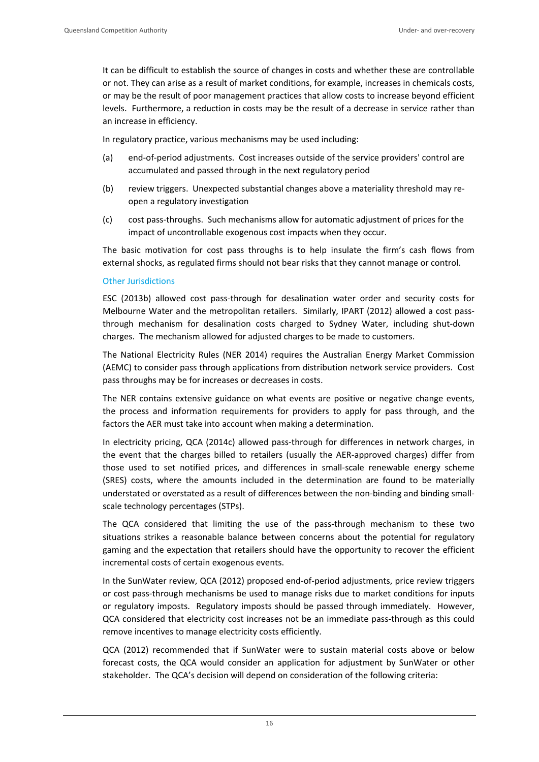It can be difficult to establish the source of changes in costs and whether these are controllable or not. They can arise as a result of market conditions, for example, increases in chemicals costs, or may be the result of poor management practices that allow costs to increase beyond efficient levels. Furthermore, a reduction in costs may be the result of a decrease in service rather than an increase in efficiency.

In regulatory practice, various mechanisms may be used including:

(a) end-of-period adjustments. Cost increases outside of the service providers' control are accumulated and passed through in the next regulatory period

(b) review triggers. Unexpected substantial changes above a materiality threshold may re-open a regulatory investigation

(c) cost pass-throughs. Such mechanisms allow for automatic adjustment of prices for the impact of uncontrollable exogenous cost impacts when they occur.

The basic motivation for cost pass throughs is to help insulate the firm's cash flows from external shocks, as regulated firms should not bear risks that they cannot manage or control.

### Other Jurisdictions

ESC (2013b) allowed cost pass-through for desalination water order and security costs for Melbourne Water and the metropolitan retailers. Similarly, IPART (2012) allowed a cost pass-through mechanism for desalination costs charged to Sydney Water, including shut-down charges. The mechanism allowed for adjusted charges to be made to customers.

The National Electricity Rules (NER 2014) requires the Australian Energy Market Commission (AEMC) to consider pass through applications from distribution network service providers. Cost pass throughs may be for increases or decreases in costs.

The NER contains extensive guidance on what events are positive or negative change events, the process and information requirements for providers to apply for pass through, and the factors the AER must take into account when making a determination.

In electricity pricing, QCA (2014c) allowed pass-through for differences in network charges, in the event that the charges billed to retailers (usually the AER-approved charges) differ from those used to set notified prices, and differences in small-scale renewable energy scheme (SRES) costs, where the amounts included in the determination are found to be materially understated or overstated as a result of differences between the non-binding and binding small-scale technology percentages (STPs).

The QCA considered that limiting the use of the pass-through mechanism to these two situations strikes a reasonable balance between concerns about the potential for regulatory gaming and the expectation that retailers should have the opportunity to recover the efficient incremental costs of certain exogenous events.

In the SunWater review, QCA (2012) proposed end-of-period adjustments, price review triggers or cost pass-through mechanisms be used to manage risks due to market conditions for inputs or regulatory imposts. Regulatory imposts should be passed through immediately. However, QCA considered that electricity cost increases not be an immediate pass-through as this could remove incentives to manage electricity costs efficiently.

QCA (2012) recommended that if SunWater were to sustain material costs above or below forecast costs, the QCA would consider an application for adjustment by SunWater or other stakeholder. The QCA's decision will depend on consideration of the following criteria: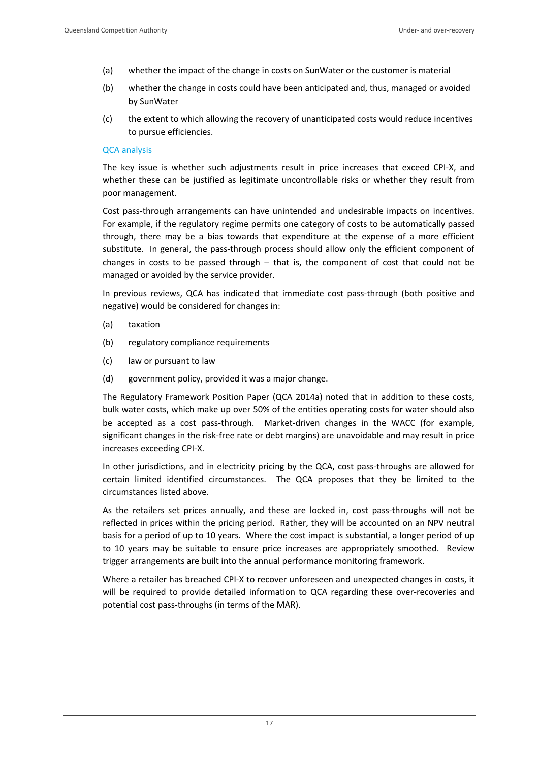(a) whether the impact of the change in costs on SunWater or the customer is material

(b) whether the change in costs could have been anticipated and, thus, managed or avoided by SunWater

(c) the extent to which allowing the recovery of unanticipated costs would reduce incentives to pursue efficiencies.

### QCA analysis

The key issue is whether such adjustments result in price increases that exceed CPI-X, and whether these can be justified as legitimate uncontrollable risks or whether they result from poor management.

Cost pass-through arrangements can have unintended and undesirable impacts on incentives. For example, if the regulatory regime permits one category of costs to be automatically passed through, there may be a bias towards that expenditure at the expense of a more efficient substitute. In general, the pass-through process should allow only the efficient component of changes in costs to be passed through – that is, the component of cost that could not be managed or avoided by the service provider.

In previous reviews, QCA has indicated that immediate cost pass-through (both positive and negative) would be considered for changes in:

(a) taxation

(b) regulatory compliance requirements

(c) law or pursuant to law

(d) government policy, provided it was a major change.

The Regulatory Framework Position Paper (QCA 2014a) noted that in addition to these costs, bulk water costs, which make up over 50% of the entities operating costs for water should also be accepted as a cost pass-through. Market-driven changes in the WACC (for example, significant changes in the risk-free rate or debt margins) are unavoidable and may result in price increases exceeding CPI-X.

In other jurisdictions, and in electricity pricing by the QCA, cost pass-throughs are allowed for certain limited identified circumstances. The QCA proposes that they be limited to the circumstances listed above.

As the retailers set prices annually, and these are locked in, cost pass-throughs will not be reflected in prices within the pricing period. Rather, they will be accounted on an NPV neutral basis for a period of up to 10 years. Where the cost impact is substantial, a longer period of up to 10 years may be suitable to ensure price increases are appropriately smoothed. Review trigger arrangements are built into the annual performance monitoring framework.

Where a retailer has breached CPI-X to recover unforeseen and unexpected changes in costs, it will be required to provide detailed information to QCA regarding these over-recoveries and potential cost pass-throughs (in terms of the MAR).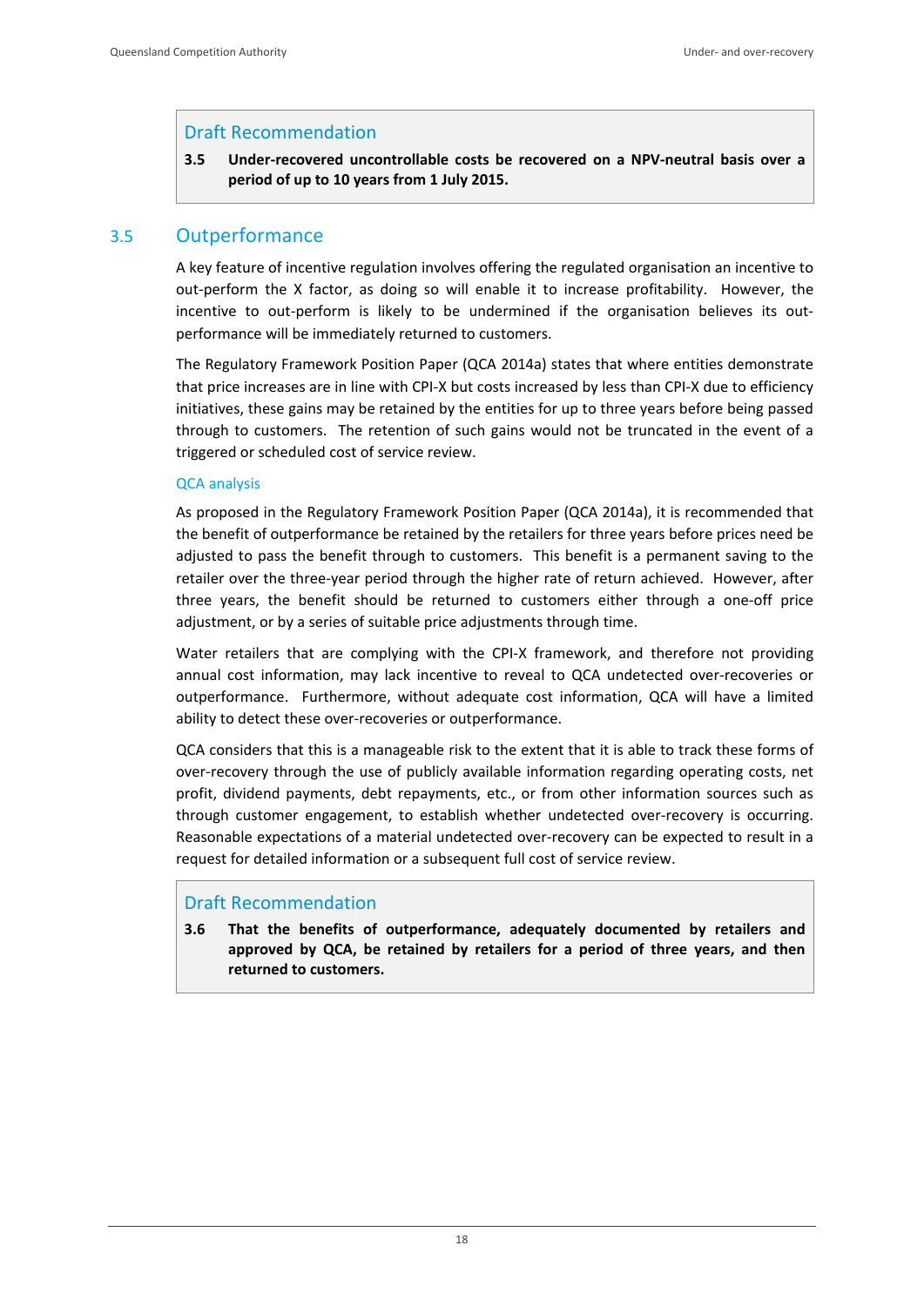> **Draft Recommendation**
>
> **3.5 Under-recovered uncontrollable costs be recovered on a NPV-neutral basis over a period of up to 10 years from 1 July 2015.**

## 3.5 Outperformance

A key feature of incentive regulation involves offering the regulated organisation an incentive to out-perform the X factor, as doing so will enable it to increase profitability. However, the incentive to out-perform is likely to be undermined if the organisation believes its out-performance will be immediately returned to customers.

The Regulatory Framework Position Paper (QCA 2014a) states that where entities demonstrate that price increases are in line with CPI-X but costs increased by less than CPI-X due to efficiency initiatives, these gains may be retained by the entities for up to three years before being passed through to customers. The retention of such gains would not be truncated in the event of a triggered or scheduled cost of service review.

### QCA analysis

As proposed in the Regulatory Framework Position Paper (QCA 2014a), it is recommended that the benefit of outperformance be retained by the retailers for three years before prices need be adjusted to pass the benefit through to customers. This benefit is a permanent saving to the retailer over the three-year period through the higher rate of return achieved. However, after three years, the benefit should be returned to customers either through a one-off price adjustment, or by a series of suitable price adjustments through time.

Water retailers that are complying with the CPI-X framework, and therefore not providing annual cost information, may lack incentive to reveal to QCA undetected over-recoveries or outperformance. Furthermore, without adequate cost information, QCA will have a limited ability to detect these over-recoveries or outperformance.

QCA considers that this is a manageable risk to the extent that it is able to track these forms of over-recovery through the use of publicly available information regarding operating costs, net profit, dividend payments, debt repayments, etc., or from other information sources such as through customer engagement, to establish whether undetected over-recovery is occurring. Reasonable expectations of a material undetected over-recovery can be expected to result in a request for detailed information or a subsequent full cost of service review.

> **Draft Recommendation**
>
> **3.6 That the benefits of outperformance, adequately documented by retailers and approved by QCA, be retained by retailers for a period of three years, and then returned to customers.**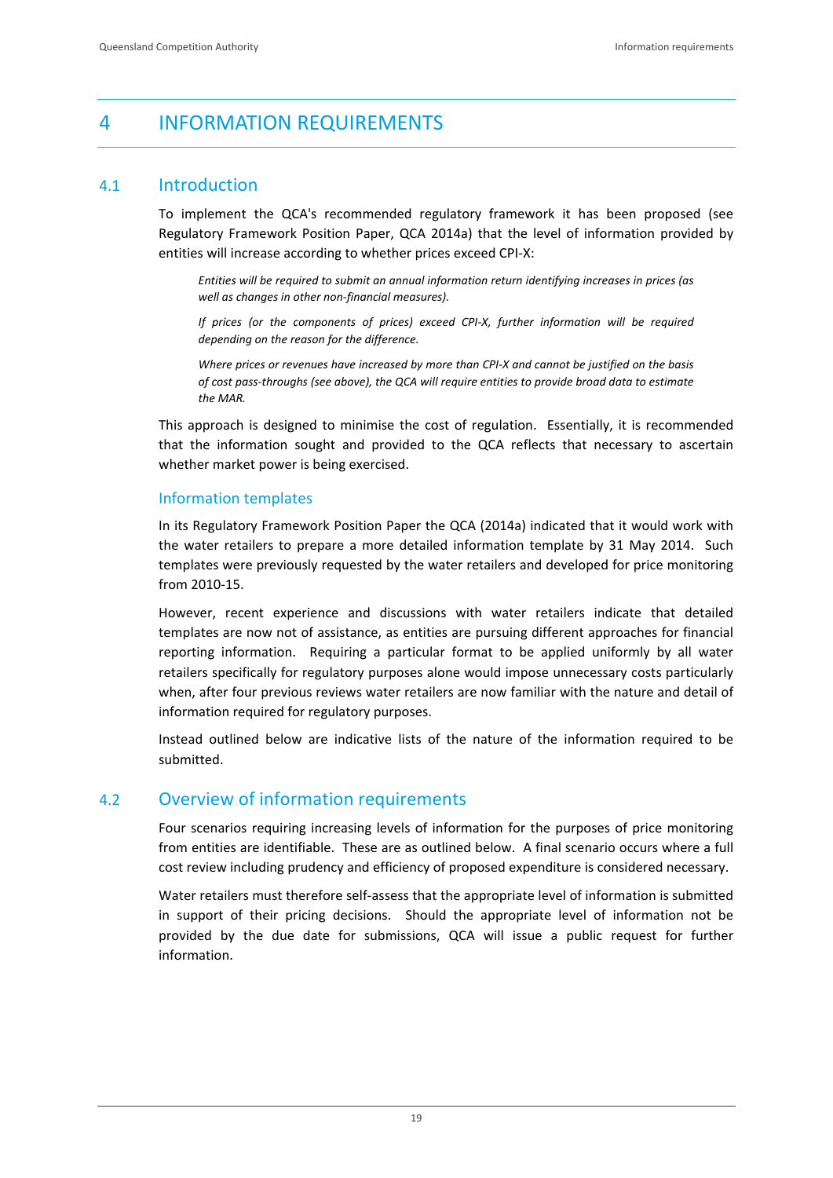# 4 INFORMATION REQUIREMENTS

## 4.1 Introduction

To implement the QCA's recommended regulatory framework it has been proposed (see Regulatory Framework Position Paper, QCA 2014a) that the level of information provided by entities will increase according to whether prices exceed CPI-X:

> *Entities will be required to submit an annual information return identifying increases in prices (as well as changes in other non-financial measures).*
>
> *If prices (or the components of prices) exceed CPI-X, further information will be required depending on the reason for the difference.*
>
> *Where prices or revenues have increased by more than CPI-X and cannot be justified on the basis of cost pass-throughs (see above), the QCA will require entities to provide broad data to estimate the MAR.*

This approach is designed to minimise the cost of regulation. Essentially, it is recommended that the information sought and provided to the QCA reflects that necessary to ascertain whether market power is being exercised.

### Information templates

In its Regulatory Framework Position Paper the QCA (2014a) indicated that it would work with the water retailers to prepare a more detailed information template by 31 May 2014. Such templates were previously requested by the water retailers and developed for price monitoring from 2010-15.

However, recent experience and discussions with water retailers indicate that detailed templates are now not of assistance, as entities are pursuing different approaches for financial reporting information. Requiring a particular format to be applied uniformly by all water retailers specifically for regulatory purposes alone would impose unnecessary costs particularly when, after four previous reviews water retailers are now familiar with the nature and detail of information required for regulatory purposes.

Instead outlined below are indicative lists of the nature of the information required to be submitted.

## 4.2 Overview of information requirements

Four scenarios requiring increasing levels of information for the purposes of price monitoring from entities are identifiable. These are as outlined below. A final scenario occurs where a full cost review including prudency and efficiency of proposed expenditure is considered necessary.

Water retailers must therefore self-assess that the appropriate level of information is submitted in support of their pricing decisions. Should the appropriate level of information not be provided by the due date for submissions, QCA will issue a public request for further information.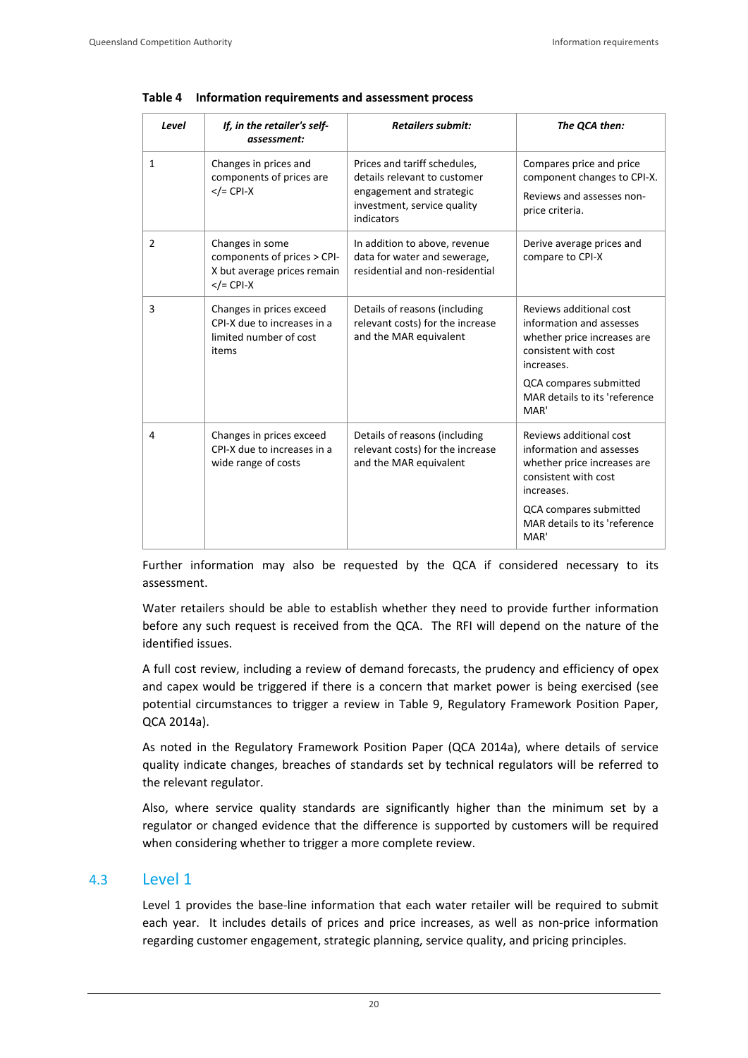**Table 4 Information requirements and assessment process**

| *Level* | *If, in the retailer's self-assessment:* | *Retailers submit:* | *The QCA then:* |
|---|---|---|---|
| 1 | Changes in prices and components of prices are </= CPI-X | Prices and tariff schedules, details relevant to customer engagement and strategic investment, service quality indicators | Compares price and price component changes to CPI-X. Reviews and assesses non-price criteria. |
| 2 | Changes in some components of prices > CPI-X but average prices remain </= CPI-X | In addition to above, revenue data for water and sewerage, residential and non-residential | Derive average prices and compare to CPI-X |
| 3 | Changes in prices exceed CPI-X due to increases in a limited number of cost items | Details of reasons (including relevant costs) for the increase and the MAR equivalent | Reviews additional cost information and assesses whether price increases are consistent with cost increases. QCA compares submitted MAR details to its 'reference MAR' |
| 4 | Changes in prices exceed CPI-X due to increases in a wide range of costs | Details of reasons (including relevant costs) for the increase and the MAR equivalent | Reviews additional cost information and assesses whether price increases are consistent with cost increases. QCA compares submitted MAR details to its 'reference MAR' |

Further information may also be requested by the QCA if considered necessary to its assessment.

Water retailers should be able to establish whether they need to provide further information before any such request is received from the QCA. The RFI will depend on the nature of the identified issues.

A full cost review, including a review of demand forecasts, the prudency and efficiency of opex and capex would be triggered if there is a concern that market power is being exercised (see potential circumstances to trigger a review in Table 9, Regulatory Framework Position Paper, QCA 2014a).

As noted in the Regulatory Framework Position Paper (QCA 2014a), where details of service quality indicate changes, breaches of standards set by technical regulators will be referred to the relevant regulator.

Also, where service quality standards are significantly higher than the minimum set by a regulator or changed evidence that the difference is supported by customers will be required when considering whether to trigger a more complete review.

## 4.3 Level 1

Level 1 provides the base-line information that each water retailer will be required to submit each year. It includes details of prices and price increases, as well as non-price information regarding customer engagement, strategic planning, service quality, and pricing principles.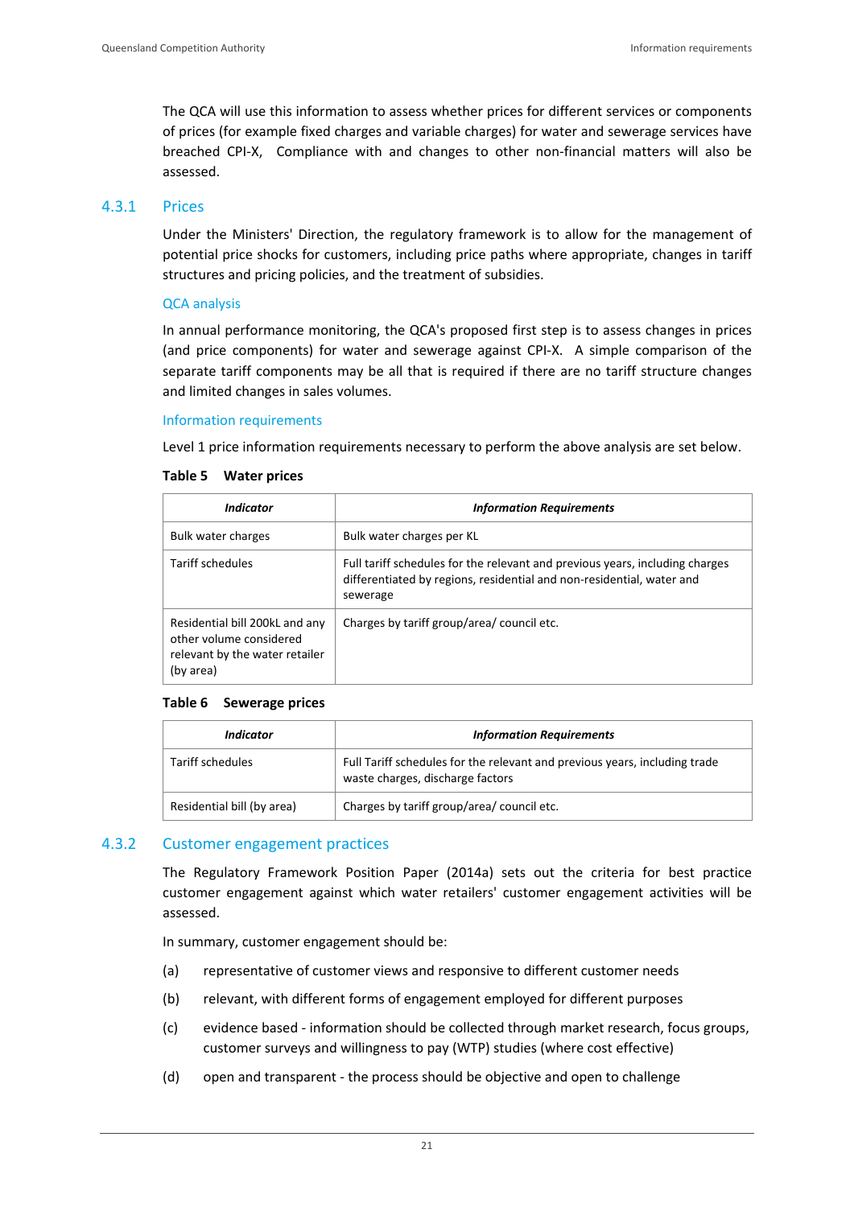The QCA will use this information to assess whether prices for different services or components of prices (for example fixed charges and variable charges) for water and sewerage services have breached CPI-X, Compliance with and changes to other non-financial matters will also be assessed.

### 4.3.1 Prices

Under the Ministers' Direction, the regulatory framework is to allow for the management of potential price shocks for customers, including price paths where appropriate, changes in tariff structures and pricing policies, and the treatment of subsidies.

#### QCA analysis

In annual performance monitoring, the QCA's proposed first step is to assess changes in prices (and price components) for water and sewerage against CPI-X. A simple comparison of the separate tariff components may be all that is required if there are no tariff structure changes and limited changes in sales volumes.

#### Information requirements

Level 1 price information requirements necessary to perform the above analysis are set below.

**Table 5 Water prices**

| *Indicator* | *Information Requirements* |
|---|---|
| Bulk water charges | Bulk water charges per KL |
| Tariff schedules | Full tariff schedules for the relevant and previous years, including charges differentiated by regions, residential and non-residential, water and sewerage |
| Residential bill 200kL and any other volume considered relevant by the water retailer (by area) | Charges by tariff group/area/ council etc. |

**Table 6 Sewerage prices**

| *Indicator* | *Information Requirements* |
|---|---|
| Tariff schedules | Full Tariff schedules for the relevant and previous years, including trade waste charges, discharge factors |
| Residential bill (by area) | Charges by tariff group/area/ council etc. |

### 4.3.2 Customer engagement practices

The Regulatory Framework Position Paper (2014a) sets out the criteria for best practice customer engagement against which water retailers' customer engagement activities will be assessed.

In summary, customer engagement should be:

(a) representative of customer views and responsive to different customer needs

(b) relevant, with different forms of engagement employed for different purposes

(c) evidence based - information should be collected through market research, focus groups, customer surveys and willingness to pay (WTP) studies (where cost effective)

(d) open and transparent - the process should be objective and open to challenge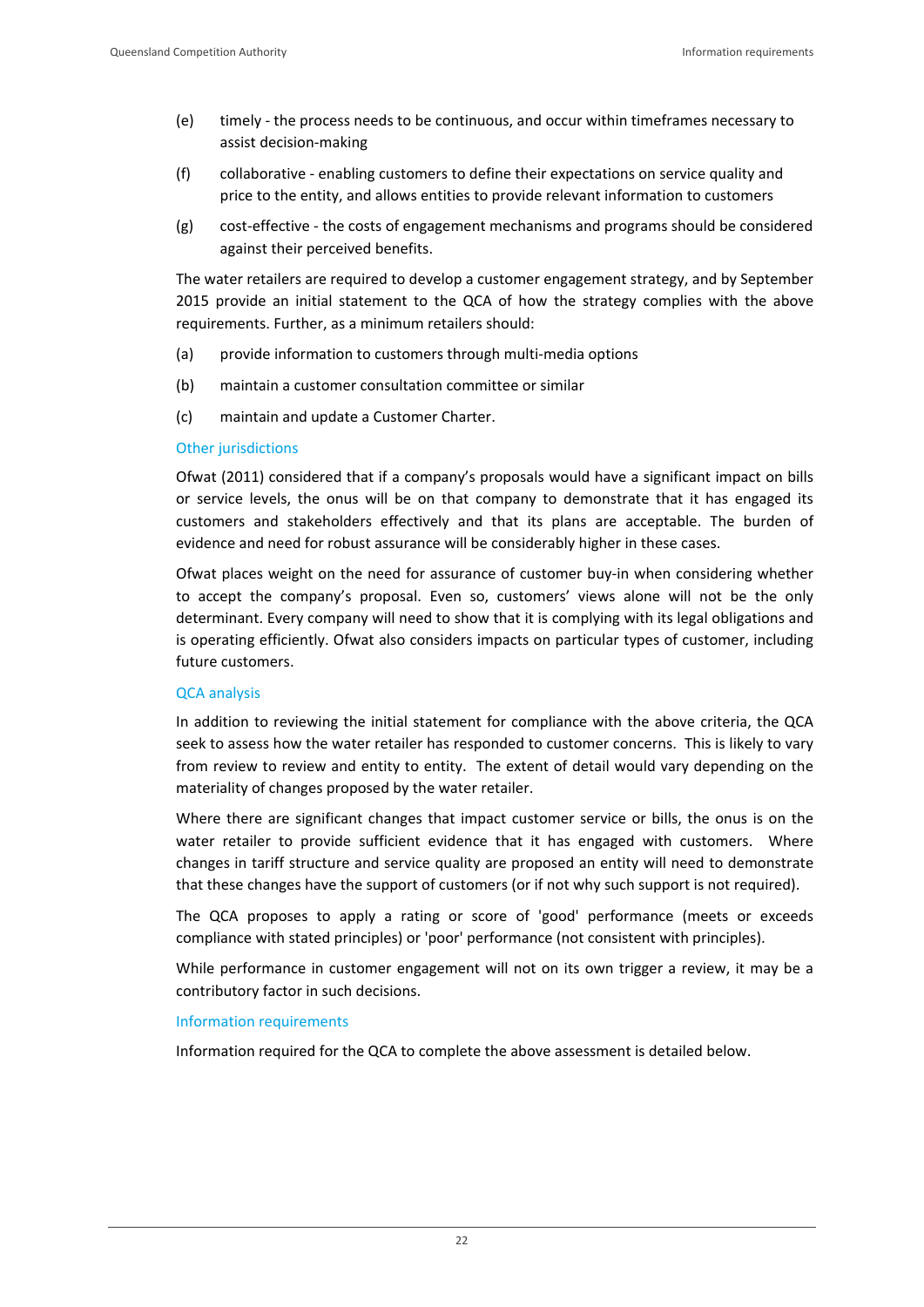(e) timely - the process needs to be continuous, and occur within timeframes necessary to assist decision-making

(f) collaborative - enabling customers to define their expectations on service quality and price to the entity, and allows entities to provide relevant information to customers

(g) cost-effective - the costs of engagement mechanisms and programs should be considered against their perceived benefits.

The water retailers are required to develop a customer engagement strategy, and by September 2015 provide an initial statement to the QCA of how the strategy complies with the above requirements. Further, as a minimum retailers should:

(a) provide information to customers through multi-media options

(b) maintain a customer consultation committee or similar

(c) maintain and update a Customer Charter.

### Other jurisdictions

Ofwat (2011) considered that if a company's proposals would have a significant impact on bills or service levels, the onus will be on that company to demonstrate that it has engaged its customers and stakeholders effectively and that its plans are acceptable. The burden of evidence and need for robust assurance will be considerably higher in these cases.

Ofwat places weight on the need for assurance of customer buy-in when considering whether to accept the company's proposal. Even so, customers' views alone will not be the only determinant. Every company will need to show that it is complying with its legal obligations and is operating efficiently. Ofwat also considers impacts on particular types of customer, including future customers.

### QCA analysis

In addition to reviewing the initial statement for compliance with the above criteria, the QCA seek to assess how the water retailer has responded to customer concerns. This is likely to vary from review to review and entity to entity. The extent of detail would vary depending on the materiality of changes proposed by the water retailer.

Where there are significant changes that impact customer service or bills, the onus is on the water retailer to provide sufficient evidence that it has engaged with customers. Where changes in tariff structure and service quality are proposed an entity will need to demonstrate that these changes have the support of customers (or if not why such support is not required).

The QCA proposes to apply a rating or score of 'good' performance (meets or exceeds compliance with stated principles) or 'poor' performance (not consistent with principles).

While performance in customer engagement will not on its own trigger a review, it may be a contributory factor in such decisions.

### Information requirements

Information required for the QCA to complete the above assessment is detailed below.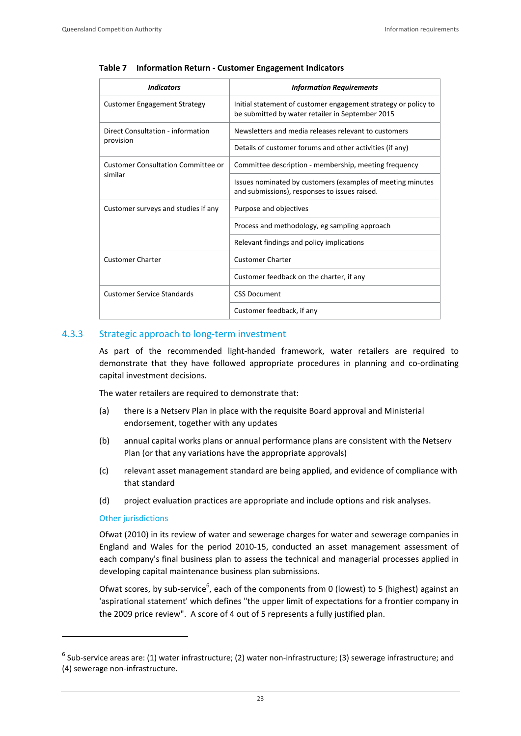**Table 7 Information Return - Customer Engagement Indicators**

| *Indicators* | *Information Requirements* |
| --- | --- |
| Customer Engagement Strategy | Initial statement of customer engagement strategy or policy to be submitted by water retailer in September 2015 |
| Direct Consultation - information provision | Newsletters and media releases relevant to customers |
| | Details of customer forums and other activities (if any) |
| Customer Consultation Committee or similar | Committee description - membership, meeting frequency |
| | Issues nominated by customers (examples of meeting minutes and submissions), responses to issues raised. |
| Customer surveys and studies if any | Purpose and objectives |
| | Process and methodology, eg sampling approach |
| | Relevant findings and policy implications |
| Customer Charter | Customer Charter |
| | Customer feedback on the charter, if any |
| Customer Service Standards | CSS Document |
| | Customer feedback, if any |

### 4.3.3 Strategic approach to long-term investment

As part of the recommended light-handed framework, water retailers are required to demonstrate that they have followed appropriate procedures in planning and co-ordinating capital investment decisions.

The water retailers are required to demonstrate that:

(a) there is a Netserv Plan in place with the requisite Board approval and Ministerial endorsement, together with any updates

(b) annual capital works plans or annual performance plans are consistent with the Netserv Plan (or that any variations have the appropriate approvals)

(c) relevant asset management standard are being applied, and evidence of compliance with that standard

(d) project evaluation practices are appropriate and include options and risk analyses.

#### Other jurisdictions

Ofwat (2010) in its review of water and sewerage charges for water and sewerage companies in England and Wales for the period 2010-15, conducted an asset management assessment of each company's final business plan to assess the technical and managerial processes applied in developing capital maintenance business plan submissions.

Ofwat scores, by sub-service[6], each of the components from 0 (lowest) to 5 (highest) against an 'aspirational statement' which defines "the upper limit of expectations for a frontier company in the 2009 price review". A score of 4 out of 5 represents a fully justified plan.

[6] Sub-service areas are: (1) water infrastructure; (2) water non-infrastructure; (3) sewerage infrastructure; and (4) sewerage non-infrastructure.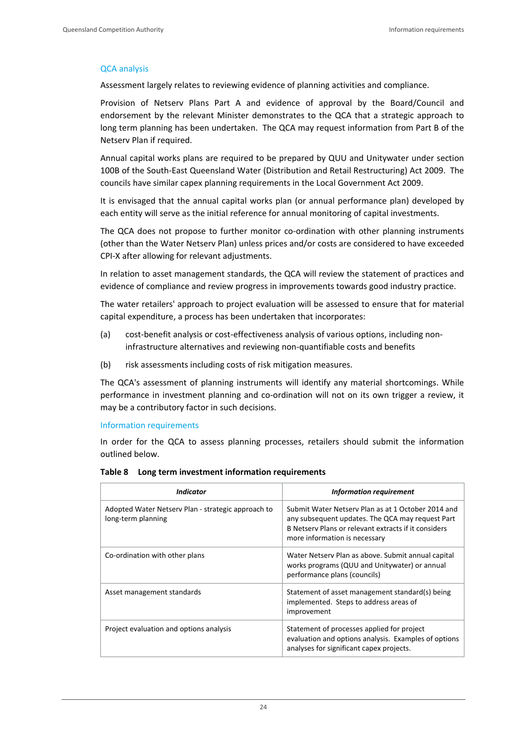### QCA analysis

Assessment largely relates to reviewing evidence of planning activities and compliance.

Provision of Netserv Plans Part A and evidence of approval by the Board/Council and endorsement by the relevant Minister demonstrates to the QCA that a strategic approach to long term planning has been undertaken. The QCA may request information from Part B of the Netserv Plan if required.

Annual capital works plans are required to be prepared by QUU and Unitywater under section 100B of the South-East Queensland Water (Distribution and Retail Restructuring) Act 2009. The councils have similar capex planning requirements in the Local Government Act 2009.

It is envisaged that the annual capital works plan (or annual performance plan) developed by each entity will serve as the initial reference for annual monitoring of capital investments.

The QCA does not propose to further monitor co-ordination with other planning instruments (other than the Water Netserv Plan) unless prices and/or costs are considered to have exceeded CPI-X after allowing for relevant adjustments.

In relation to asset management standards, the QCA will review the statement of practices and evidence of compliance and review progress in improvements towards good industry practice.

The water retailers' approach to project evaluation will be assessed to ensure that for material capital expenditure, a process has been undertaken that incorporates:

(a) cost-benefit analysis or cost-effectiveness analysis of various options, including non-infrastructure alternatives and reviewing non-quantifiable costs and benefits

(b) risk assessments including costs of risk mitigation measures.

The QCA's assessment of planning instruments will identify any material shortcomings. While performance in investment planning and co-ordination will not on its own trigger a review, it may be a contributory factor in such decisions.

### Information requirements

In order for the QCA to assess planning processes, retailers should submit the information outlined below.

**Table 8 Long term investment information requirements**

| *Indicator* | *Information requirement* |
|---|---|
| Adopted Water Netserv Plan - strategic approach to long-term planning | Submit Water Netserv Plan as at 1 October 2014 and any subsequent updates. The QCA may request Part B Netserv Plans or relevant extracts if it considers more information is necessary |
| Co-ordination with other plans | Water Netserv Plan as above. Submit annual capital works programs (QUU and Unitywater) or annual performance plans (councils) |
| Asset management standards | Statement of asset management standard(s) being implemented. Steps to address areas of improvement |
| Project evaluation and options analysis | Statement of processes applied for project evaluation and options analysis. Examples of options analyses for significant capex projects. |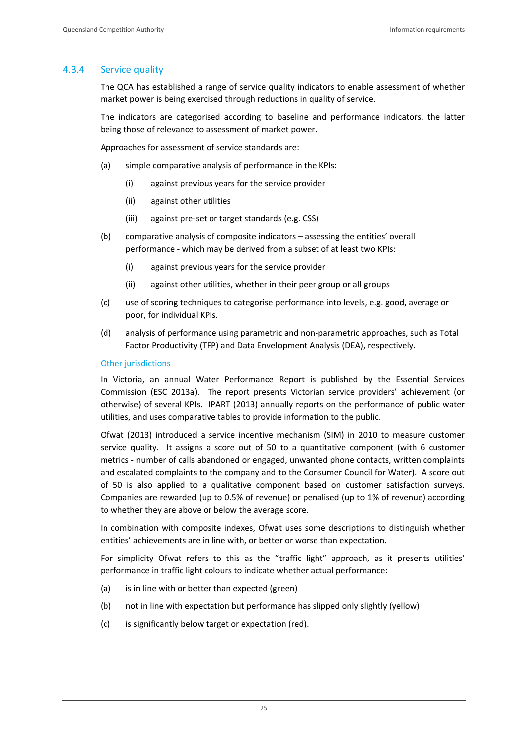### 4.3.4 Service quality

The QCA has established a range of service quality indicators to enable assessment of whether market power is being exercised through reductions in quality of service.

The indicators are categorised according to baseline and performance indicators, the latter being those of relevance to assessment of market power.

Approaches for assessment of service standards are:

(a) simple comparative analysis of performance in the KPIs:

  (i) against previous years for the service provider

  (ii) against other utilities

  (iii) against pre-set or target standards (e.g. CSS)

(b) comparative analysis of composite indicators – assessing the entities' overall performance - which may be derived from a subset of at least two KPIs:

  (i) against previous years for the service provider

  (ii) against other utilities, whether in their peer group or all groups

(c) use of scoring techniques to categorise performance into levels, e.g. good, average or poor, for individual KPIs.

(d) analysis of performance using parametric and non-parametric approaches, such as Total Factor Productivity (TFP) and Data Envelopment Analysis (DEA), respectively.

#### Other jurisdictions

In Victoria, an annual Water Performance Report is published by the Essential Services Commission (ESC 2013a). The report presents Victorian service providers' achievement (or otherwise) of several KPIs. IPART (2013) annually reports on the performance of public water utilities, and uses comparative tables to provide information to the public.

Ofwat (2013) introduced a service incentive mechanism (SIM) in 2010 to measure customer service quality. It assigns a score out of 50 to a quantitative component (with 6 customer metrics - number of calls abandoned or engaged, unwanted phone contacts, written complaints and escalated complaints to the company and to the Consumer Council for Water). A score out of 50 is also applied to a qualitative component based on customer satisfaction surveys. Companies are rewarded (up to 0.5% of revenue) or penalised (up to 1% of revenue) according to whether they are above or below the average score.

In combination with composite indexes, Ofwat uses some descriptions to distinguish whether entities' achievements are in line with, or better or worse than expectation.

For simplicity Ofwat refers to this as the "traffic light" approach, as it presents utilities' performance in traffic light colours to indicate whether actual performance:

(a) is in line with or better than expected (green)

(b) not in line with expectation but performance has slipped only slightly (yellow)

(c) is significantly below target or expectation (red).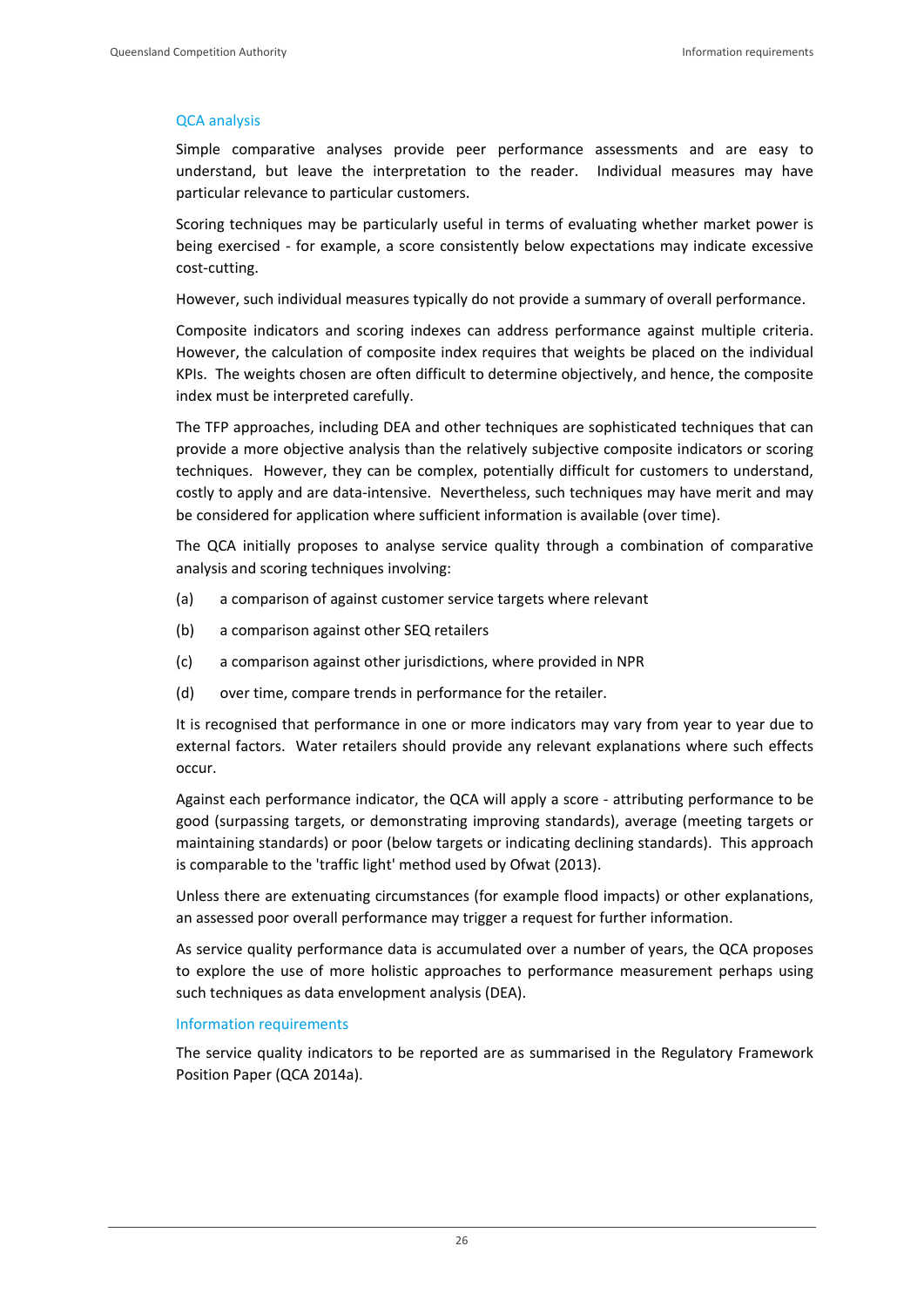### QCA analysis

Simple comparative analyses provide peer performance assessments and are easy to understand, but leave the interpretation to the reader. Individual measures may have particular relevance to particular customers.

Scoring techniques may be particularly useful in terms of evaluating whether market power is being exercised - for example, a score consistently below expectations may indicate excessive cost-cutting.

However, such individual measures typically do not provide a summary of overall performance.

Composite indicators and scoring indexes can address performance against multiple criteria. However, the calculation of composite index requires that weights be placed on the individual KPIs. The weights chosen are often difficult to determine objectively, and hence, the composite index must be interpreted carefully.

The TFP approaches, including DEA and other techniques are sophisticated techniques that can provide a more objective analysis than the relatively subjective composite indicators or scoring techniques. However, they can be complex, potentially difficult for customers to understand, costly to apply and are data-intensive. Nevertheless, such techniques may have merit and may be considered for application where sufficient information is available (over time).

The QCA initially proposes to analyse service quality through a combination of comparative analysis and scoring techniques involving:

(a) a comparison of against customer service targets where relevant

(b) a comparison against other SEQ retailers

(c) a comparison against other jurisdictions, where provided in NPR

(d) over time, compare trends in performance for the retailer.

It is recognised that performance in one or more indicators may vary from year to year due to external factors. Water retailers should provide any relevant explanations where such effects occur.

Against each performance indicator, the QCA will apply a score - attributing performance to be good (surpassing targets, or demonstrating improving standards), average (meeting targets or maintaining standards) or poor (below targets or indicating declining standards). This approach is comparable to the 'traffic light' method used by Ofwat (2013).

Unless there are extenuating circumstances (for example flood impacts) or other explanations, an assessed poor overall performance may trigger a request for further information.

As service quality performance data is accumulated over a number of years, the QCA proposes to explore the use of more holistic approaches to performance measurement perhaps using such techniques as data envelopment analysis (DEA).

### Information requirements

The service quality indicators to be reported are as summarised in the Regulatory Framework Position Paper (QCA 2014a).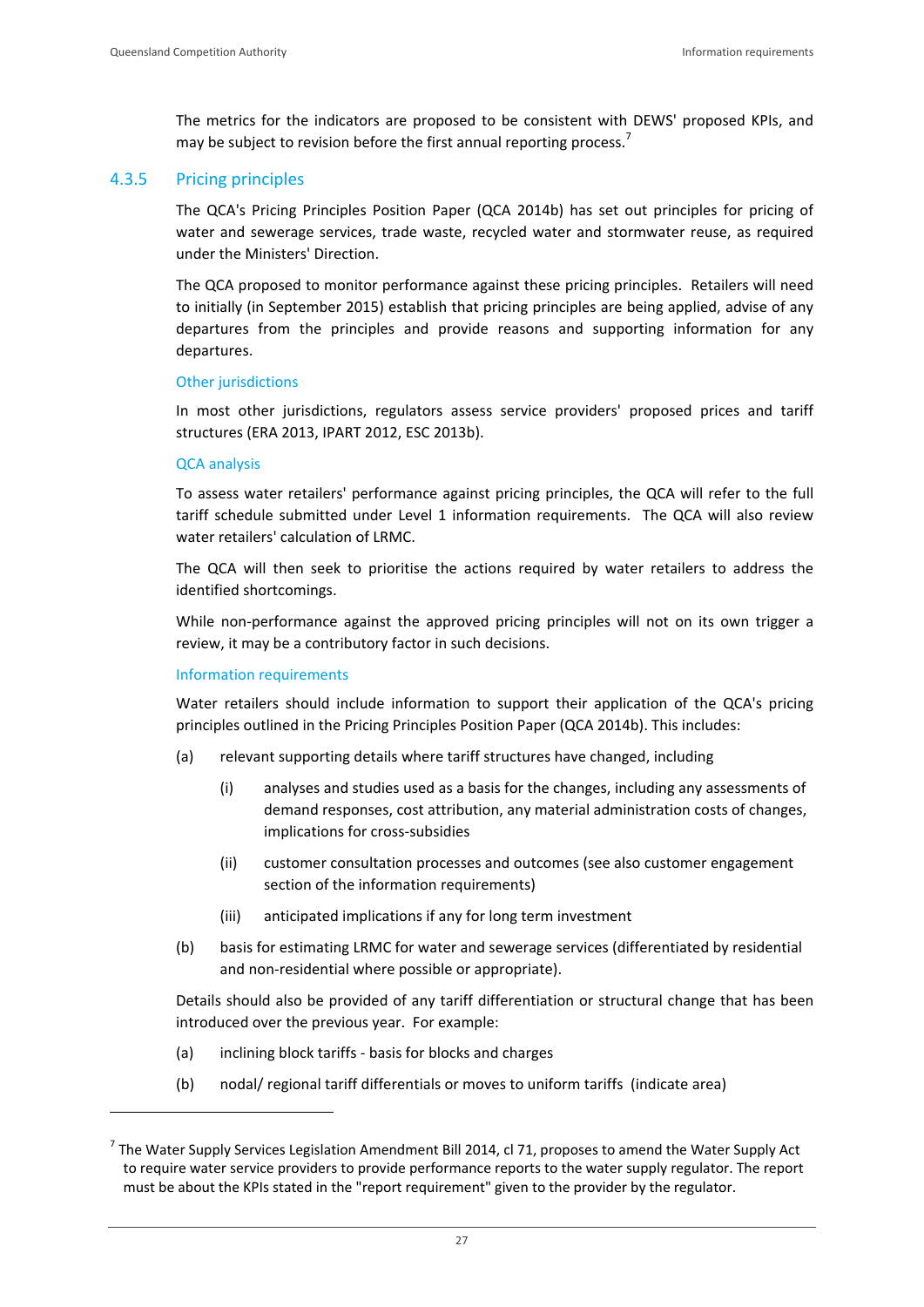The metrics for the indicators are proposed to be consistent with DEWS' proposed KPIs, and may be subject to revision before the first annual reporting process.[7]

### 4.3.5 Pricing principles

The QCA's Pricing Principles Position Paper (QCA 2014b) has set out principles for pricing of water and sewerage services, trade waste, recycled water and stormwater reuse, as required under the Ministers' Direction.

The QCA proposed to monitor performance against these pricing principles. Retailers will need to initially (in September 2015) establish that pricing principles are being applied, advise of any departures from the principles and provide reasons and supporting information for any departures.

#### Other jurisdictions

In most other jurisdictions, regulators assess service providers' proposed prices and tariff structures (ERA 2013, IPART 2012, ESC 2013b).

#### QCA analysis

To assess water retailers' performance against pricing principles, the QCA will refer to the full tariff schedule submitted under Level 1 information requirements. The QCA will also review water retailers' calculation of LRMC.

The QCA will then seek to prioritise the actions required by water retailers to address the identified shortcomings.

While non-performance against the approved pricing principles will not on its own trigger a review, it may be a contributory factor in such decisions.

#### Information requirements

Water retailers should include information to support their application of the QCA's pricing principles outlined in the Pricing Principles Position Paper (QCA 2014b). This includes:

(a) relevant supporting details where tariff structures have changed, including

  (i) analyses and studies used as a basis for the changes, including any assessments of demand responses, cost attribution, any material administration costs of changes, implications for cross-subsidies

  (ii) customer consultation processes and outcomes (see also customer engagement section of the information requirements)

  (iii) anticipated implications if any for long term investment

(b) basis for estimating LRMC for water and sewerage services (differentiated by residential and non-residential where possible or appropriate).

Details should also be provided of any tariff differentiation or structural change that has been introduced over the previous year. For example:

(a) inclining block tariffs - basis for blocks and charges

(b) nodal/ regional tariff differentials or moves to uniform tariffs (indicate area)

---

[7] The Water Supply Services Legislation Amendment Bill 2014, cl 71, proposes to amend the Water Supply Act to require water service providers to provide performance reports to the water supply regulator. The report must be about the KPIs stated in the "report requirement" given to the provider by the regulator.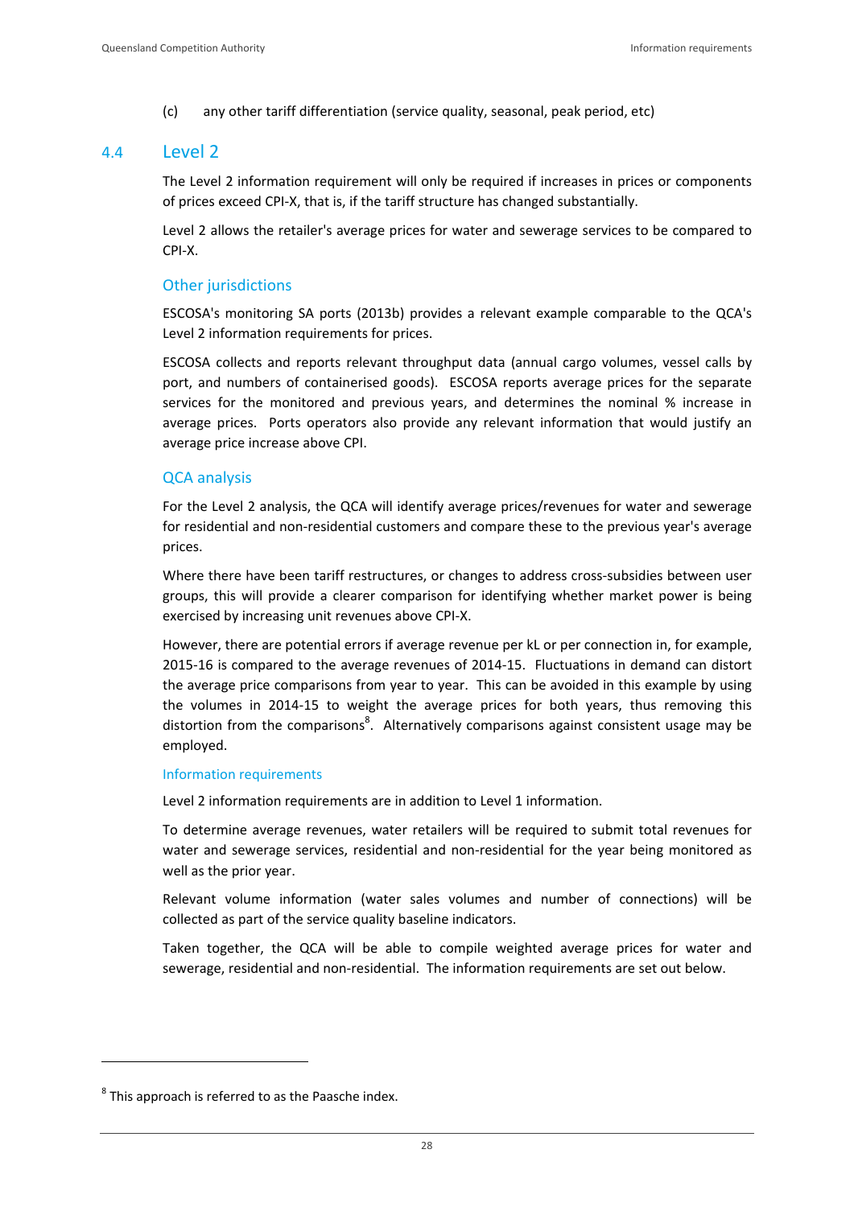(c) any other tariff differentiation (service quality, seasonal, peak period, etc)

## 4.4 Level 2

The Level 2 information requirement will only be required if increases in prices or components of prices exceed CPI-X, that is, if the tariff structure has changed substantially.

Level 2 allows the retailer's average prices for water and sewerage services to be compared to CPI-X.

### Other jurisdictions

ESCOSA's monitoring SA ports (2013b) provides a relevant example comparable to the QCA's Level 2 information requirements for prices.

ESCOSA collects and reports relevant throughput data (annual cargo volumes, vessel calls by port, and numbers of containerised goods). ESCOSA reports average prices for the separate services for the monitored and previous years, and determines the nominal % increase in average prices. Ports operators also provide any relevant information that would justify an average price increase above CPI.

### QCA analysis

For the Level 2 analysis, the QCA will identify average prices/revenues for water and sewerage for residential and non-residential customers and compare these to the previous year's average prices.

Where there have been tariff restructures, or changes to address cross-subsidies between user groups, this will provide a clearer comparison for identifying whether market power is being exercised by increasing unit revenues above CPI-X.

However, there are potential errors if average revenue per kL or per connection in, for example, 2015-16 is compared to the average revenues of 2014-15. Fluctuations in demand can distort the average price comparisons from year to year. This can be avoided in this example by using the volumes in 2014-15 to weight the average prices for both years, thus removing this distortion from the comparisons[8]. Alternatively comparisons against consistent usage may be employed.

#### Information requirements

Level 2 information requirements are in addition to Level 1 information.

To determine average revenues, water retailers will be required to submit total revenues for water and sewerage services, residential and non-residential for the year being monitored as well as the prior year.

Relevant volume information (water sales volumes and number of connections) will be collected as part of the service quality baseline indicators.

Taken together, the QCA will be able to compile weighted average prices for water and sewerage, residential and non-residential. The information requirements are set out below.

[8] This approach is referred to as the Paasche index.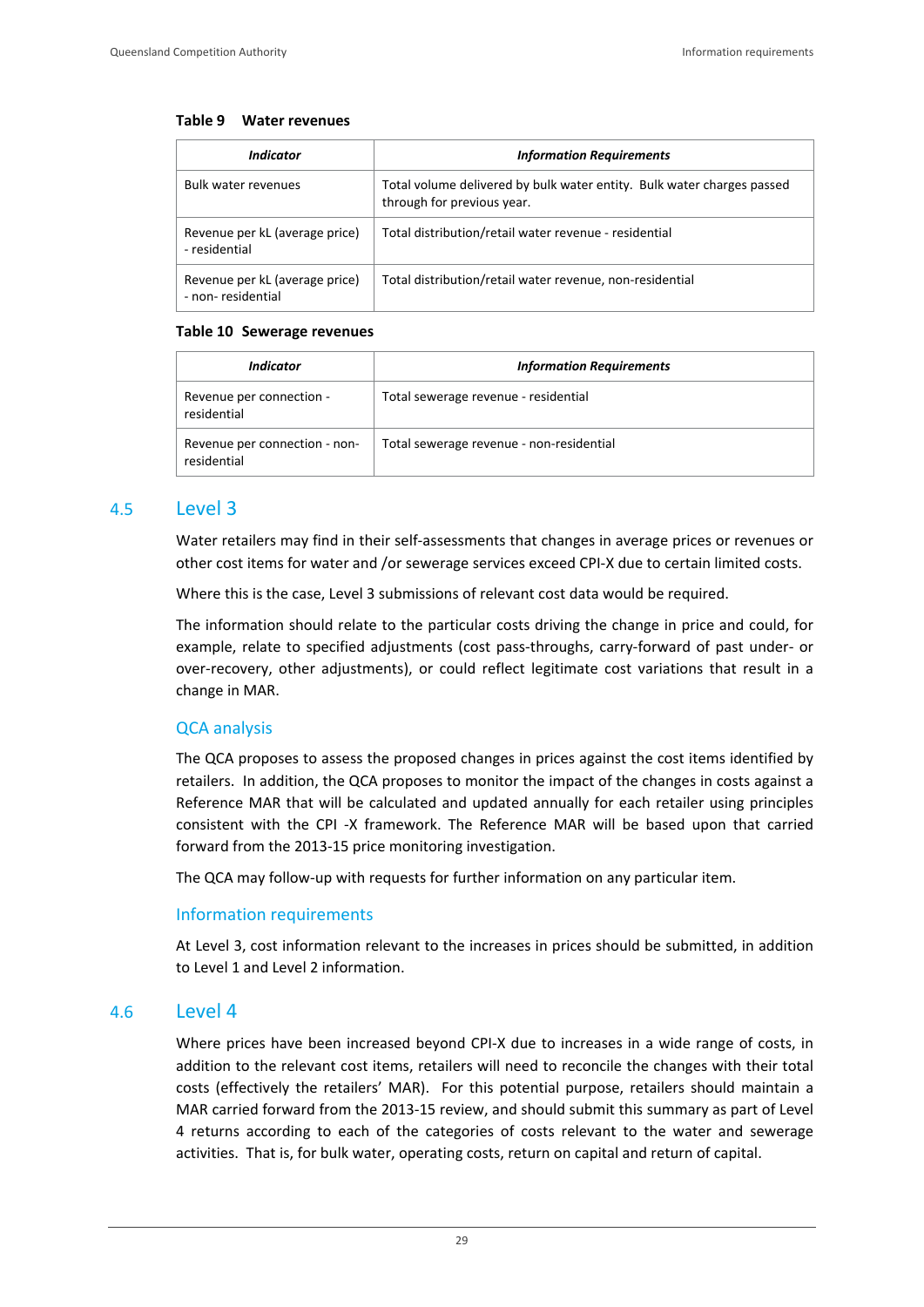**Table 9 Water revenues**

| *Indicator* | *Information Requirements* |
|---|---|
| Bulk water revenues | Total volume delivered by bulk water entity. Bulk water charges passed through for previous year. |
| Revenue per kL (average price) - residential | Total distribution/retail water revenue - residential |
| Revenue per kL (average price) - non- residential | Total distribution/retail water revenue, non-residential |

**Table 10 Sewerage revenues**

| *Indicator* | *Information Requirements* |
|---|---|
| Revenue per connection - residential | Total sewerage revenue - residential |
| Revenue per connection - non-residential | Total sewerage revenue - non-residential |

## 4.5 Level 3

Water retailers may find in their self-assessments that changes in average prices or revenues or other cost items for water and /or sewerage services exceed CPI-X due to certain limited costs.

Where this is the case, Level 3 submissions of relevant cost data would be required.

The information should relate to the particular costs driving the change in price and could, for example, relate to specified adjustments (cost pass-throughs, carry-forward of past under- or over-recovery, other adjustments), or could reflect legitimate cost variations that result in a change in MAR.

### QCA analysis

The QCA proposes to assess the proposed changes in prices against the cost items identified by retailers. In addition, the QCA proposes to monitor the impact of the changes in costs against a Reference MAR that will be calculated and updated annually for each retailer using principles consistent with the CPI -X framework. The Reference MAR will be based upon that carried forward from the 2013-15 price monitoring investigation.

The QCA may follow-up with requests for further information on any particular item.

### Information requirements

At Level 3, cost information relevant to the increases in prices should be submitted, in addition to Level 1 and Level 2 information.

## 4.6 Level 4

Where prices have been increased beyond CPI-X due to increases in a wide range of costs, in addition to the relevant cost items, retailers will need to reconcile the changes with their total costs (effectively the retailers' MAR). For this potential purpose, retailers should maintain a MAR carried forward from the 2013-15 review, and should submit this summary as part of Level 4 returns according to each of the categories of costs relevant to the water and sewerage activities. That is, for bulk water, operating costs, return on capital and return of capital.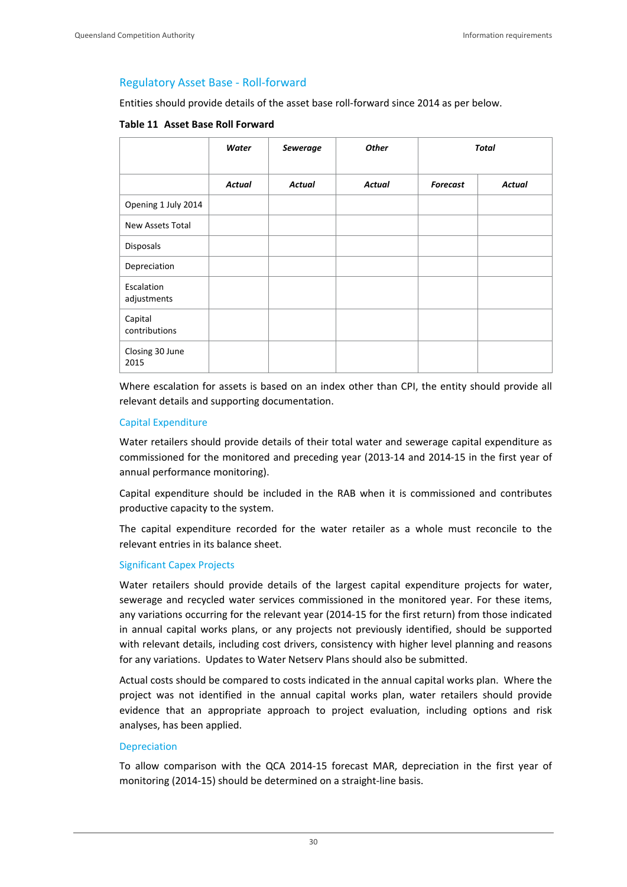## Regulatory Asset Base - Roll-forward

Entities should provide details of the asset base roll-forward since 2014 as per below.

**Table 11 Asset Base Roll Forward**

| | ***Water*** | ***Sewerage*** | ***Other*** | ***Total*** | |
|---|---|---|---|---|---|
| | ***Actual*** | ***Actual*** | ***Actual*** | ***Forecast*** | ***Actual*** |
| Opening 1 July 2014 | | | | | |
| New Assets Total | | | | | |
| Disposals | | | | | |
| Depreciation | | | | | |
| Escalation adjustments | | | | | |
| Capital contributions | | | | | |
| Closing 30 June 2015 | | | | | |

Where escalation for assets is based on an index other than CPI, the entity should provide all relevant details and supporting documentation.

### Capital Expenditure

Water retailers should provide details of their total water and sewerage capital expenditure as commissioned for the monitored and preceding year (2013-14 and 2014-15 in the first year of annual performance monitoring).

Capital expenditure should be included in the RAB when it is commissioned and contributes productive capacity to the system.

The capital expenditure recorded for the water retailer as a whole must reconcile to the relevant entries in its balance sheet.

### Significant Capex Projects

Water retailers should provide details of the largest capital expenditure projects for water, sewerage and recycled water services commissioned in the monitored year. For these items, any variations occurring for the relevant year (2014-15 for the first return) from those indicated in annual capital works plans, or any projects not previously identified, should be supported with relevant details, including cost drivers, consistency with higher level planning and reasons for any variations. Updates to Water Netserv Plans should also be submitted.

Actual costs should be compared to costs indicated in the annual capital works plan. Where the project was not identified in the annual capital works plan, water retailers should provide evidence that an appropriate approach to project evaluation, including options and risk analyses, has been applied.

### Depreciation

To allow comparison with the QCA 2014-15 forecast MAR, depreciation in the first year of monitoring (2014-15) should be determined on a straight-line basis.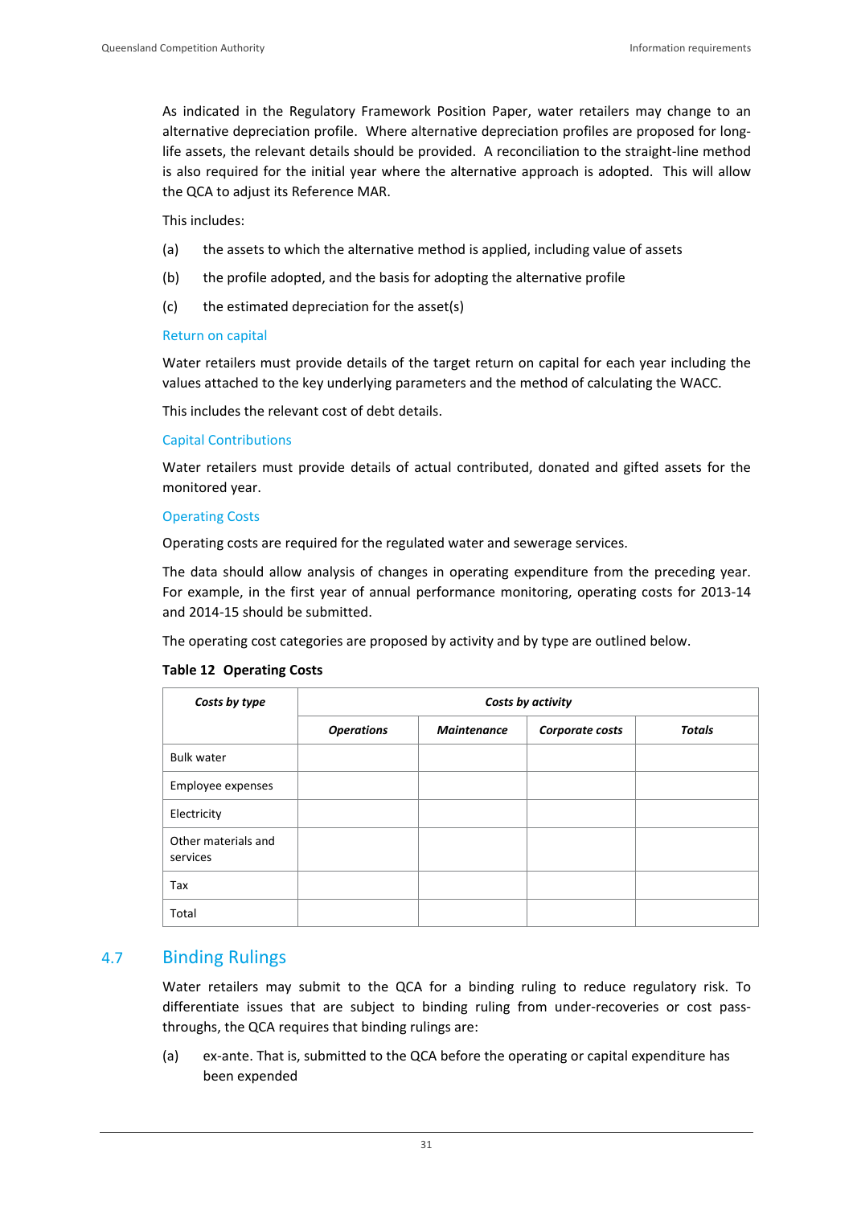As indicated in the Regulatory Framework Position Paper, water retailers may change to an alternative depreciation profile. Where alternative depreciation profiles are proposed for long-life assets, the relevant details should be provided. A reconciliation to the straight-line method is also required for the initial year where the alternative approach is adopted. This will allow the QCA to adjust its Reference MAR.

This includes:

(a) the assets to which the alternative method is applied, including value of assets

(b) the profile adopted, and the basis for adopting the alternative profile

(c) the estimated depreciation for the asset(s)

### Return on capital

Water retailers must provide details of the target return on capital for each year including the values attached to the key underlying parameters and the method of calculating the WACC.

This includes the relevant cost of debt details.

### Capital Contributions

Water retailers must provide details of actual contributed, donated and gifted assets for the monitored year.

### Operating Costs

Operating costs are required for the regulated water and sewerage services.

The data should allow analysis of changes in operating expenditure from the preceding year. For example, in the first year of annual performance monitoring, operating costs for 2013-14 and 2014-15 should be submitted.

The operating cost categories are proposed by activity and by type are outlined below.

**Table 12 Operating Costs**

| *Costs by type* | *Costs by activity* | | | |
|---|---|---|---|---|
| | *Operations* | *Maintenance* | *Corporate costs* | *Totals* |
| Bulk water | | | | |
| Employee expenses | | | | |
| Electricity | | | | |
| Other materials and services | | | | |
| Tax | | | | |
| Total | | | | |

## 4.7 Binding Rulings

Water retailers may submit to the QCA for a binding ruling to reduce regulatory risk. To differentiate issues that are subject to binding ruling from under-recoveries or cost pass-throughs, the QCA requires that binding rulings are:

(a) ex-ante. That is, submitted to the QCA before the operating or capital expenditure has been expended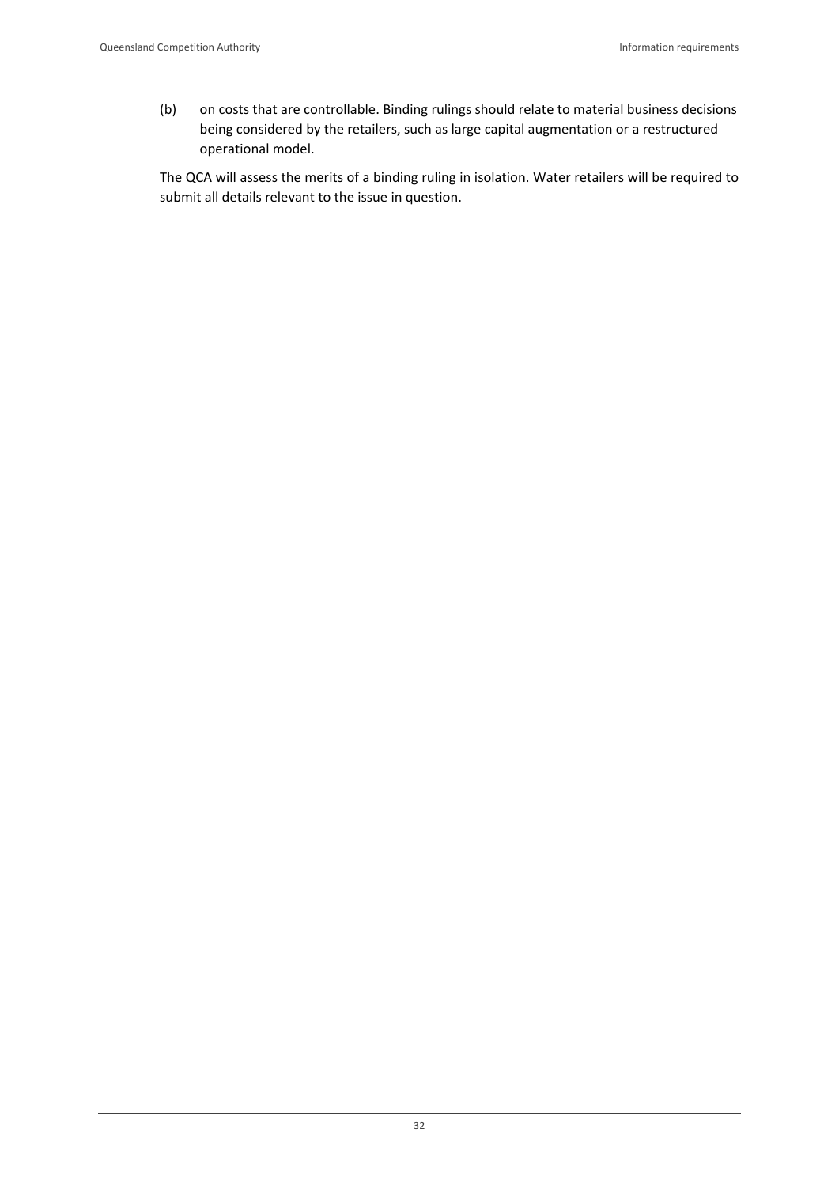(b) on costs that are controllable. Binding rulings should relate to material business decisions being considered by the retailers, such as large capital augmentation or a restructured operational model.

The QCA will assess the merits of a binding ruling in isolation. Water retailers will be required to submit all details relevant to the issue in question.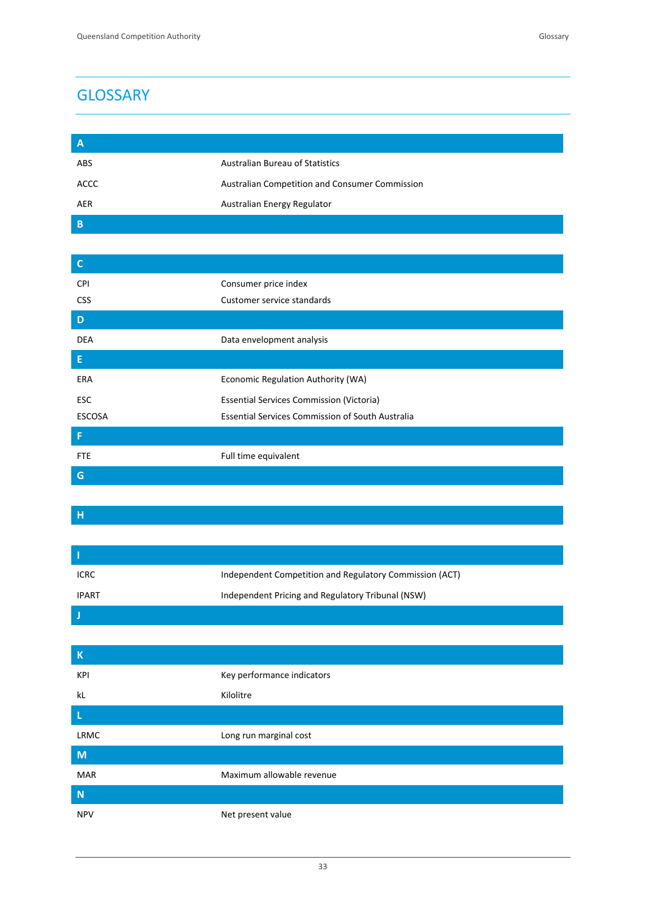# GLOSSARY

| A | |
|---|---|
| ABS | Australian Bureau of Statistics |
| ACCC | Australian Competition and Consumer Commission |
| AER | Australian Energy Regulator |
| **B** | |
| **C** | |
| CPI | Consumer price index |
| CSS | Customer service standards |
| **D** | |
| DEA | Data envelopment analysis |
| **E** | |
| ERA | Economic Regulation Authority (WA) |
| ESC | Essential Services Commission (Victoria) |
| ESCOSA | Essential Services Commission of South Australia |
| **F** | |
| FTE | Full time equivalent |
| **G** | |
| **H** | |
| **I** | |
| ICRC | Independent Competition and Regulatory Commission (ACT) |
| IPART | Independent Pricing and Regulatory Tribunal (NSW) |
| **J** | |
| **K** | |
| KPI | Key performance indicators |
| kL | Kilolitre |
| **L** | |
| LRMC | Long run marginal cost |
| **M** | |
| MAR | Maximum allowable revenue |
| **N** | |
| NPV | Net present value |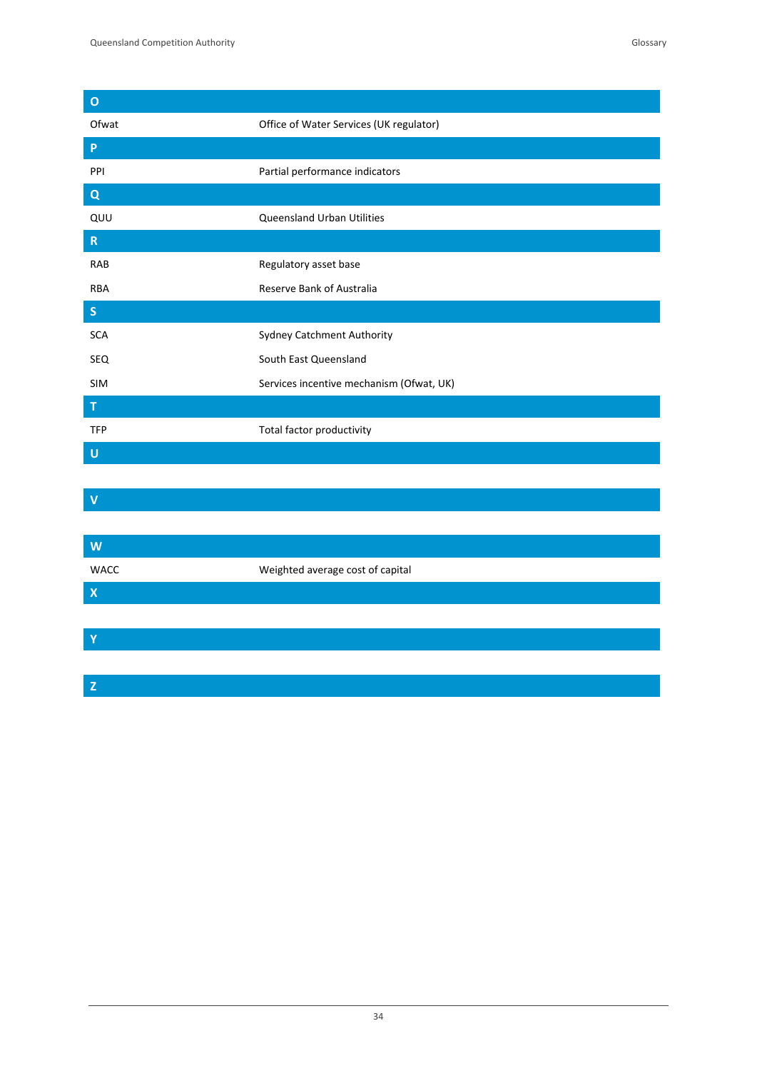| **O** | |
|---|---|
| Ofwat | Office of Water Services (UK regulator) |
| **P** | |
| PPI | Partial performance indicators |
| **Q** | |
| QUU | Queensland Urban Utilities |
| **R** | |
| RAB | Regulatory asset base |
| RBA | Reserve Bank of Australia |
| **S** | |
| SCA | Sydney Catchment Authority |
| SEQ | South East Queensland |
| SIM | Services incentive mechanism (Ofwat, UK) |
| **T** | |
| TFP | Total factor productivity |
| **U** | |
| | |
| **V** | |
| | |
| **W** | |
| WACC | Weighted average cost of capital |
| **X** | |
| | |
| **Y** | |
| | |
| **Z** | |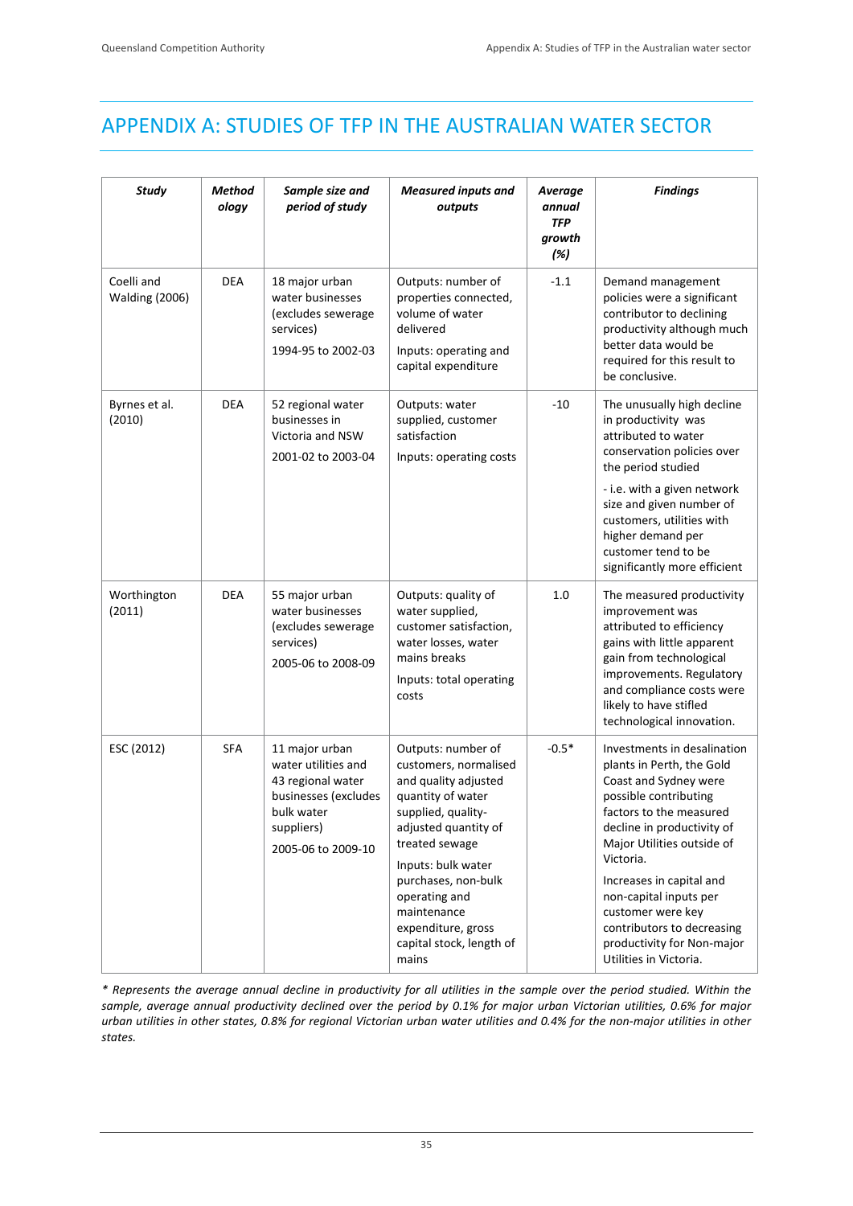# APPENDIX A: STUDIES OF TFP IN THE AUSTRALIAN WATER SECTOR

| *Study* | *Methodology* | *Sample size and period of study* | *Measured inputs and outputs* | *Average annual TFP growth (%)* | *Findings* |
|---|---|---|---|---|---|
| Coelli and Walding (2006) | DEA | 18 major urban water businesses (excludes sewerage services)<br><br>1994-95 to 2002-03 | Outputs: number of properties connected, volume of water delivered<br><br>Inputs: operating and capital expenditure | -1.1 | Demand management policies were a significant contributor to declining productivity although much better data would be required for this result to be conclusive. |
| Byrnes et al. (2010) | DEA | 52 regional water businesses in Victoria and NSW<br><br>2001-02 to 2003-04 | Outputs: water supplied, customer satisfaction<br><br>Inputs: operating costs | -10 | The unusually high decline in productivity was attributed to water conservation policies over the period studied<br><br>- i.e. with a given network size and given number of customers, utilities with higher demand per customer tend to be significantly more efficient |
| Worthington (2011) | DEA | 55 major urban water businesses (excludes sewerage services)<br><br>2005-06 to 2008-09 | Outputs: quality of water supplied, customer satisfaction, water losses, water mains breaks<br><br>Inputs: total operating costs | 1.0 | The measured productivity improvement was attributed to efficiency gains with little apparent gain from technological improvements. Regulatory and compliance costs were likely to have stifled technological innovation. |
| ESC (2012) | SFA | 11 major urban water utilities and 43 regional water businesses (excludes bulk water suppliers)<br><br>2005-06 to 2009-10 | Outputs: number of customers, normalised and quality adjusted quantity of water supplied, quality-adjusted quantity of treated sewage<br><br>Inputs: bulk water purchases, non-bulk operating and maintenance expenditure, gross capital stock, length of mains | -0.5* | Investments in desalination plants in Perth, the Gold Coast and Sydney were possible contributing factors to the measured decline in productivity of Major Utilities outside of Victoria.<br><br>Increases in capital and non-capital inputs per customer were key contributors to decreasing productivity for Non-major Utilities in Victoria. |

*\* Represents the average annual decline in productivity for all utilities in the sample over the period studied. Within the sample, average annual productivity declined over the period by 0.1% for major urban Victorian utilities, 0.6% for major urban utilities in other states, 0.8% for regional Victorian urban water utilities and 0.4% for the non-major utilities in other states.*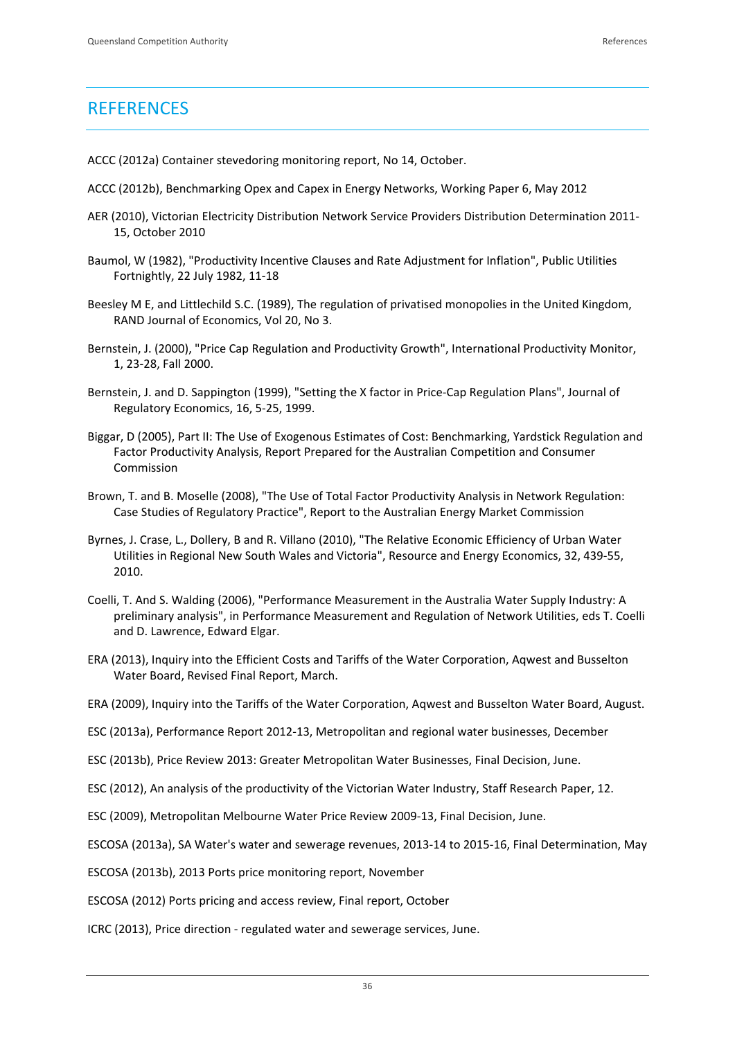# REFERENCES

ACCC (2012a) Container stevedoring monitoring report, No 14, October.

ACCC (2012b), Benchmarking Opex and Capex in Energy Networks, Working Paper 6, May 2012

AER (2010), Victorian Electricity Distribution Network Service Providers Distribution Determination 2011-15, October 2010

Baumol, W (1982), "Productivity Incentive Clauses and Rate Adjustment for Inflation", Public Utilities Fortnightly, 22 July 1982, 11-18

Beesley M E, and Littlechild S.C. (1989), The regulation of privatised monopolies in the United Kingdom, RAND Journal of Economics, Vol 20, No 3.

Bernstein, J. (2000), "Price Cap Regulation and Productivity Growth", International Productivity Monitor, 1, 23-28, Fall 2000.

Bernstein, J. and D. Sappington (1999), "Setting the X factor in Price-Cap Regulation Plans", Journal of Regulatory Economics, 16, 5-25, 1999.

Biggar, D (2005), Part II: The Use of Exogenous Estimates of Cost: Benchmarking, Yardstick Regulation and Factor Productivity Analysis, Report Prepared for the Australian Competition and Consumer Commission

Brown, T. and B. Moselle (2008), "The Use of Total Factor Productivity Analysis in Network Regulation: Case Studies of Regulatory Practice", Report to the Australian Energy Market Commission

Byrnes, J. Crase, L., Dollery, B and R. Villano (2010), "The Relative Economic Efficiency of Urban Water Utilities in Regional New South Wales and Victoria", Resource and Energy Economics, 32, 439-55, 2010.

Coelli, T. And S. Walding (2006), "Performance Measurement in the Australia Water Supply Industry: A preliminary analysis", in Performance Measurement and Regulation of Network Utilities, eds T. Coelli and D. Lawrence, Edward Elgar.

ERA (2013), Inquiry into the Efficient Costs and Tariffs of the Water Corporation, Aqwest and Busselton Water Board, Revised Final Report, March.

ERA (2009), Inquiry into the Tariffs of the Water Corporation, Aqwest and Busselton Water Board, August.

ESC (2013a), Performance Report 2012-13, Metropolitan and regional water businesses, December

ESC (2013b), Price Review 2013: Greater Metropolitan Water Businesses, Final Decision, June.

ESC (2012), An analysis of the productivity of the Victorian Water Industry, Staff Research Paper, 12.

ESC (2009), Metropolitan Melbourne Water Price Review 2009-13, Final Decision, June.

ESCOSA (2013a), SA Water's water and sewerage revenues, 2013-14 to 2015-16, Final Determination, May

ESCOSA (2013b), 2013 Ports price monitoring report, November

ESCOSA (2012) Ports pricing and access review, Final report, October

ICRC (2013), Price direction - regulated water and sewerage services, June.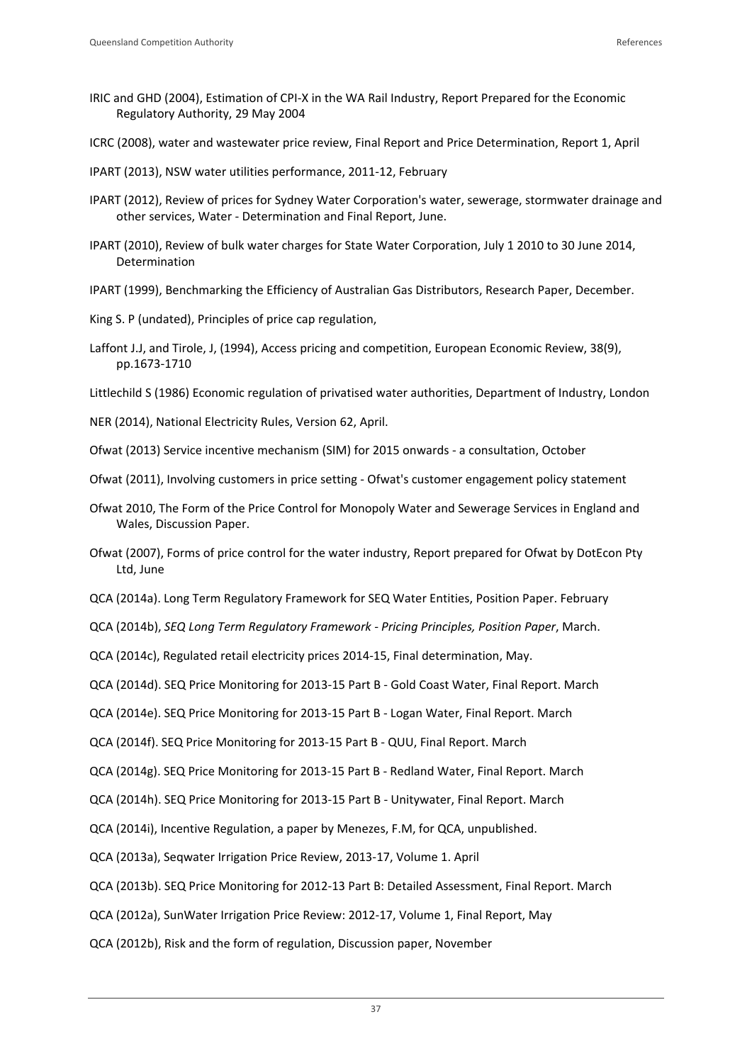IRIC and GHD (2004), Estimation of CPI-X in the WA Rail Industry, Report Prepared for the Economic Regulatory Authority, 29 May 2004

ICRC (2008), water and wastewater price review, Final Report and Price Determination, Report 1, April

IPART (2013), NSW water utilities performance, 2011-12, February

IPART (2012), Review of prices for Sydney Water Corporation's water, sewerage, stormwater drainage and other services, Water - Determination and Final Report, June.

IPART (2010), Review of bulk water charges for State Water Corporation, July 1 2010 to 30 June 2014, Determination

IPART (1999), Benchmarking the Efficiency of Australian Gas Distributors, Research Paper, December.

King S. P (undated), Principles of price cap regulation,

Laffont J.J, and Tirole, J, (1994), Access pricing and competition, European Economic Review, 38(9), pp.1673-1710

Littlechild S (1986) Economic regulation of privatised water authorities, Department of Industry, London

NER (2014), National Electricity Rules, Version 62, April.

Ofwat (2013) Service incentive mechanism (SIM) for 2015 onwards - a consultation, October

Ofwat (2011), Involving customers in price setting - Ofwat's customer engagement policy statement

Ofwat 2010, The Form of the Price Control for Monopoly Water and Sewerage Services in England and Wales, Discussion Paper.

Ofwat (2007), Forms of price control for the water industry, Report prepared for Ofwat by DotEcon Pty Ltd, June

QCA (2014a). Long Term Regulatory Framework for SEQ Water Entities, Position Paper. February

QCA (2014b), *SEQ Long Term Regulatory Framework - Pricing Principles, Position Paper*, March.

QCA (2014c), Regulated retail electricity prices 2014-15, Final determination, May.

QCA (2014d). SEQ Price Monitoring for 2013-15 Part B - Gold Coast Water, Final Report. March

QCA (2014e). SEQ Price Monitoring for 2013-15 Part B - Logan Water, Final Report. March

QCA (2014f). SEQ Price Monitoring for 2013-15 Part B - QUU, Final Report. March

QCA (2014g). SEQ Price Monitoring for 2013-15 Part B - Redland Water, Final Report. March

QCA (2014h). SEQ Price Monitoring for 2013-15 Part B - Unitywater, Final Report. March

QCA (2014i), Incentive Regulation, a paper by Menezes, F.M, for QCA, unpublished.

QCA (2013a), Seqwater Irrigation Price Review, 2013-17, Volume 1. April

QCA (2013b). SEQ Price Monitoring for 2012-13 Part B: Detailed Assessment, Final Report. March

QCA (2012a), SunWater Irrigation Price Review: 2012-17, Volume 1, Final Report, May

QCA (2012b), Risk and the form of regulation, Discussion paper, November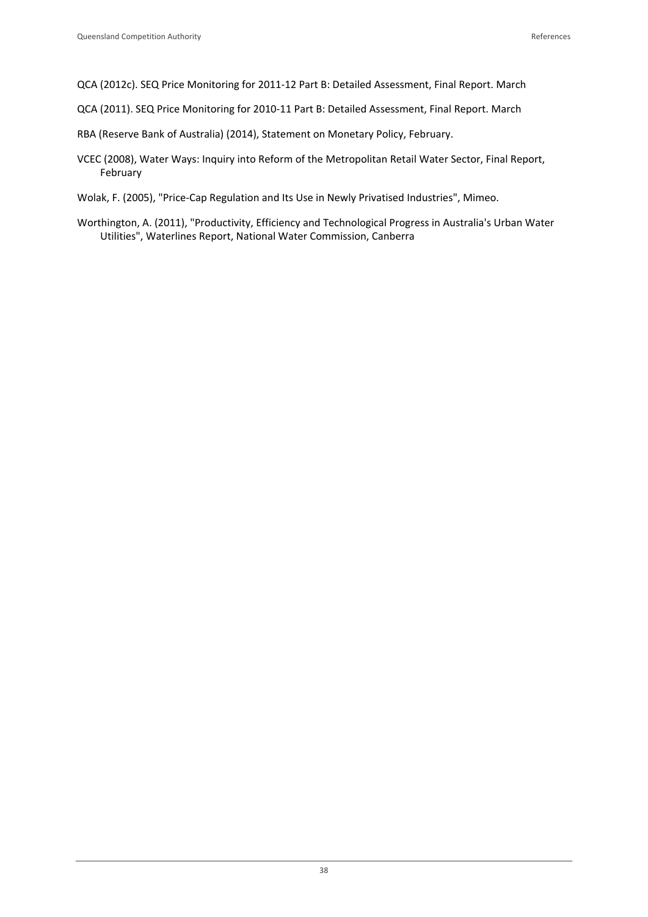QCA (2012c). SEQ Price Monitoring for 2011-12 Part B: Detailed Assessment, Final Report. March

QCA (2011). SEQ Price Monitoring for 2010-11 Part B: Detailed Assessment, Final Report. March

RBA (Reserve Bank of Australia) (2014), Statement on Monetary Policy, February.

VCEC (2008), Water Ways: Inquiry into Reform of the Metropolitan Retail Water Sector, Final Report, February

Wolak, F. (2005), "Price-Cap Regulation and Its Use in Newly Privatised Industries", Mimeo.

Worthington, A. (2011), "Productivity, Efficiency and Technological Progress in Australia's Urban Water Utilities", Waterlines Report, National Water Commission, Canberra